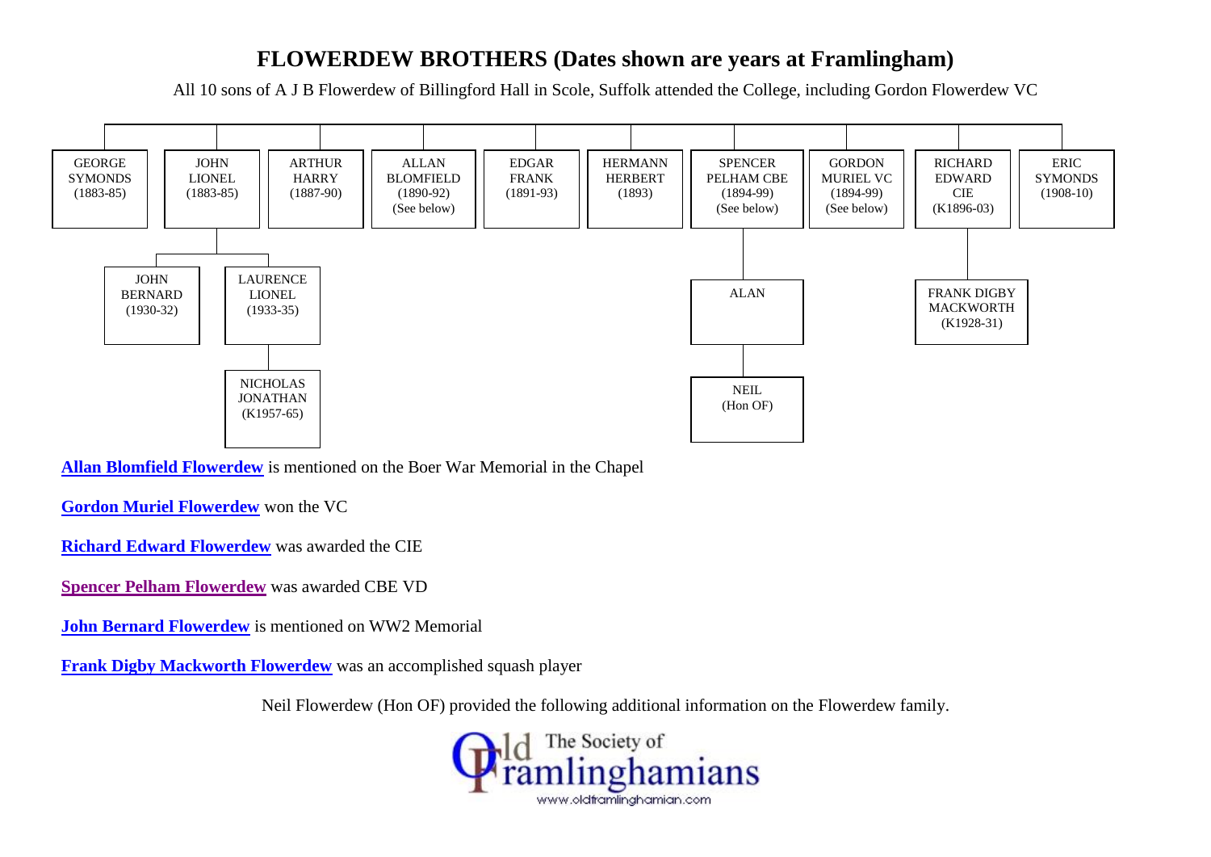# FLOWERDEW BROTHERS (Dates shown are years at Framlingham)

All 10 sons of A J B Flowerdew of Billingford Hall in Scole, Suffolk attended the College, including Gordon Flowerdew VC

- GEORGE SYMONDS (1883-85)
- JOHN LIONEL (1883-85)
  - JOHN BERNARD (1930-32)
  - LAURENCE LIONEL (1933-35)
    - NICHOLAS JONATHAN (K1957-65)
- ARTHUR HARRY (1887-90)
- ALLAN BLOMFIELD (1890-92) (See below)
- EDGAR FRANK (1891-93)
- HERMANN HERBERT (1893)
- SPENCER PELHAM CBE (1894-99) (See below)
  - ALAN
    - NEIL (Hon OF)
- GORDON MURIEL VC (1894-99) (See below)
- RICHARD EDWARD CIE (K1896-03)
  - FRANK DIGBY MACKWORTH (K1928-31)
- ERIC SYMONDS (1908-10)

**Allan Blomfield Flowerdew** is mentioned on the Boer War Memorial in the Chapel

**Gordon Muriel Flowerdew** won the VC

**Richard Edward Flowerdew** was awarded the CIE

**Spencer Pelham Flowerdew** was awarded CBE VD

**John Bernard Flowerdew** is mentioned on WW2 Memorial

**Frank Digby Mackworth Flowerdew** was an accomplished squash player

Neil Flowerdew (Hon OF) provided the following additional information on the Flowerdew family.

Old Framlinghamians – The Society of Old Framlinghamians
www.oldframlinghamian.com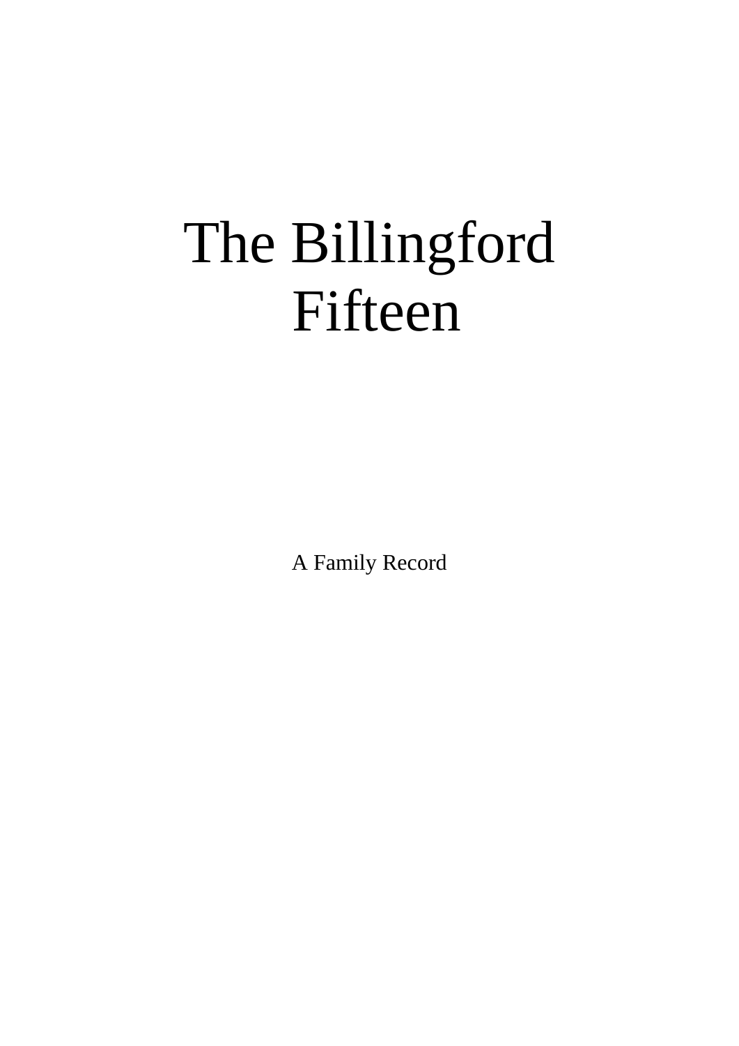# The Billingford Fifteen

A Family Record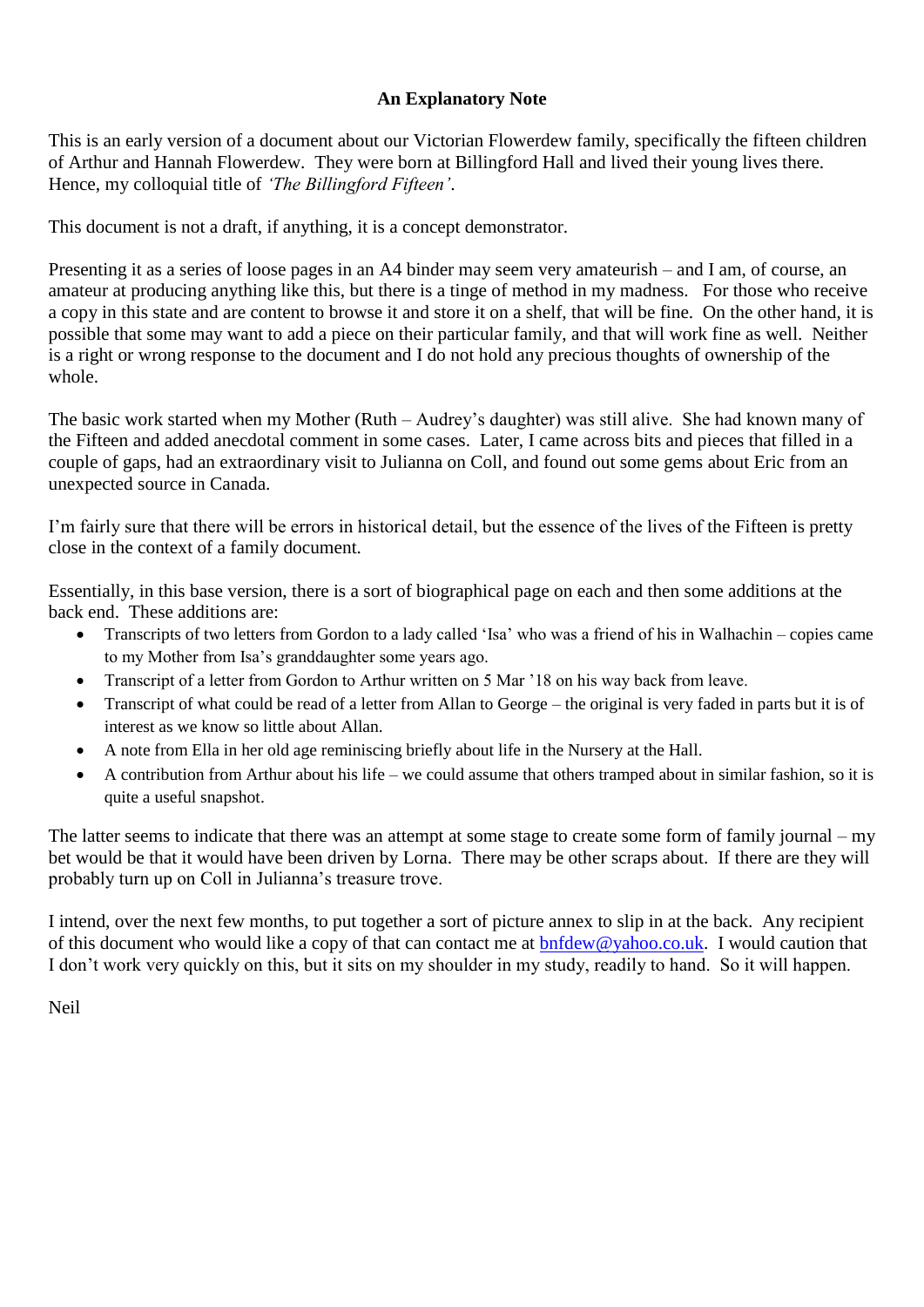## An Explanatory Note

This is an early version of a document about our Victorian Flowerdew family, specifically the fifteen children of Arthur and Hannah Flowerdew. They were born at Billingford Hall and lived their young lives there. Hence, my colloquial title of *'The Billingford Fifteen'*.

This document is not a draft, if anything, it is a concept demonstrator.

Presenting it as a series of loose pages in an A4 binder may seem very amateurish – and I am, of course, an amateur at producing anything like this, but there is a tinge of method in my madness. For those who receive a copy in this state and are content to browse it and store it on a shelf, that will be fine. On the other hand, it is possible that some may want to add a piece on their particular family, and that will work fine as well. Neither is a right or wrong response to the document and I do not hold any precious thoughts of ownership of the whole.

The basic work started when my Mother (Ruth – Audrey's daughter) was still alive. She had known many of the Fifteen and added anecdotal comment in some cases. Later, I came across bits and pieces that filled in a couple of gaps, had an extraordinary visit to Julianna on Coll, and found out some gems about Eric from an unexpected source in Canada.

I'm fairly sure that there will be errors in historical detail, but the essence of the lives of the Fifteen is pretty close in the context of a family document.

Essentially, in this base version, there is a sort of biographical page on each and then some additions at the back end. These additions are:

- Transcripts of two letters from Gordon to a lady called 'Isa' who was a friend of his in Walhachin – copies came to my Mother from Isa's granddaughter some years ago.
- Transcript of a letter from Gordon to Arthur written on 5 Mar '18 on his way back from leave.
- Transcript of what could be read of a letter from Allan to George – the original is very faded in parts but it is of interest as we know so little about Allan.
- A note from Ella in her old age reminiscing briefly about life in the Nursery at the Hall.
- A contribution from Arthur about his life – we could assume that others tramped about in similar fashion, so it is quite a useful snapshot.

The latter seems to indicate that there was an attempt at some stage to create some form of family journal – my bet would be that it would have been driven by Lorna. There may be other scraps about. If there are they will probably turn up on Coll in Julianna's treasure trove.

I intend, over the next few months, to put together a sort of picture annex to slip in at the back. Any recipient of this document who would like a copy of that can contact me at bnfdew@yahoo.co.uk. I would caution that I don't work very quickly on this, but it sits on my shoulder in my study, readily to hand. So it will happen.

Neil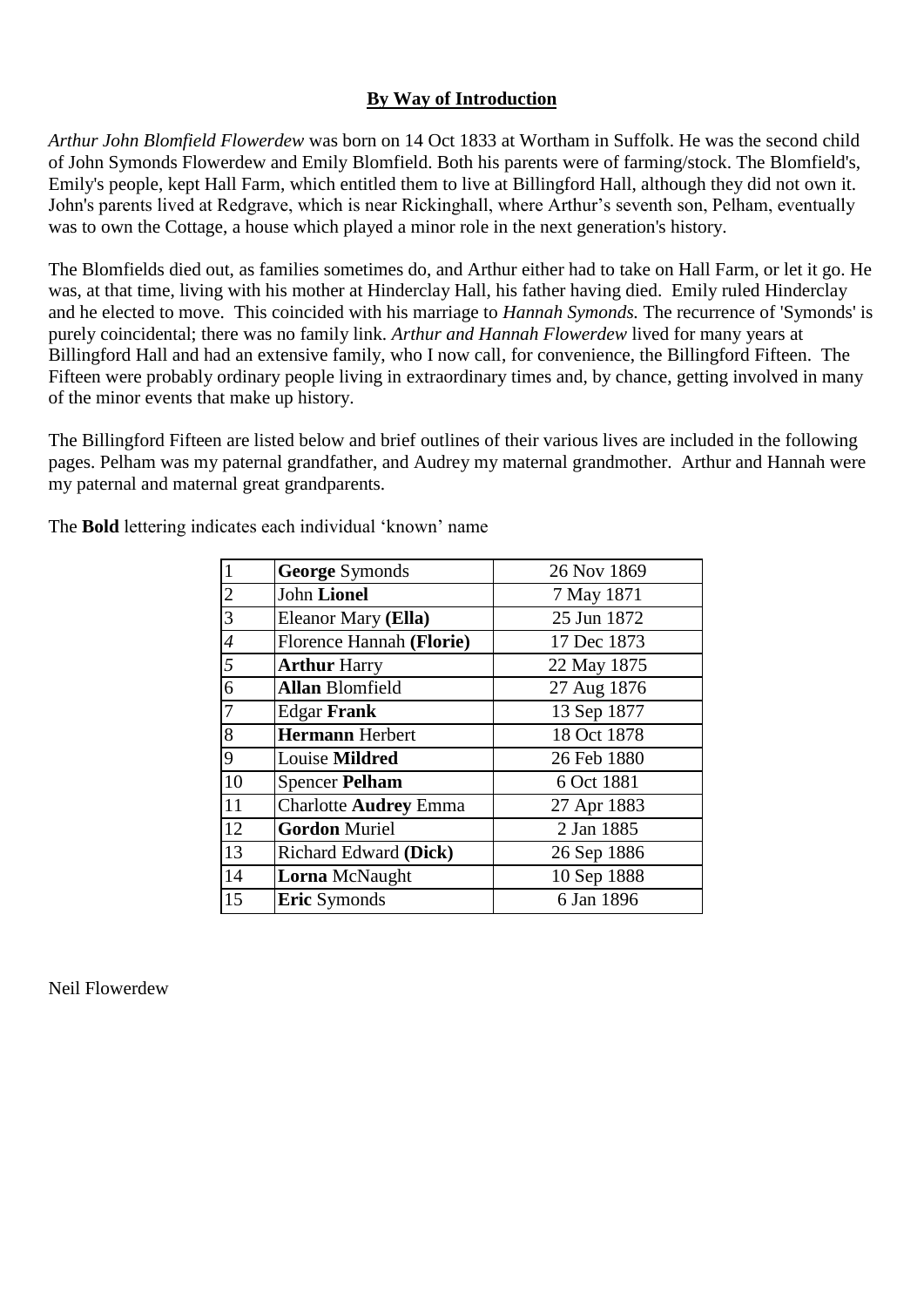## By Way of Introduction

*Arthur John Blomfield Flowerdew* was born on 14 Oct 1833 at Wortham in Suffolk. He was the second child of John Symonds Flowerdew and Emily Blomfield. Both his parents were of farming/stock. The Blomfield's, Emily's people, kept Hall Farm, which entitled them to live at Billingford Hall, although they did not own it. John's parents lived at Redgrave, which is near Rickinghall, where Arthur's seventh son, Pelham, eventually was to own the Cottage, a house which played a minor role in the next generation's history.

The Blomfields died out, as families sometimes do, and Arthur either had to take on Hall Farm, or let it go. He was, at that time, living with his mother at Hinderclay Hall, his father having died. Emily ruled Hinderclay and he elected to move. This coincided with his marriage to *Hannah Symonds.* The recurrence of 'Symonds' is purely coincidental; there was no family link. *Arthur and Hannah Flowerdew* lived for many years at Billingford Hall and had an extensive family, who I now call, for convenience, the Billingford Fifteen. The Fifteen were probably ordinary people living in extraordinary times and, by chance, getting involved in many of the minor events that make up history.

The Billingford Fifteen are listed below and brief outlines of their various lives are included in the following pages. Pelham was my paternal grandfather, and Audrey my maternal grandmother. Arthur and Hannah were my paternal and maternal great grandparents.

The **Bold** lettering indicates each individual 'known' name

| | | |
|---|---|---|
| 1 | **George** Symonds | 26 Nov 1869 |
| 2 | John **Lionel** | 7 May 1871 |
| 3 | Eleanor Mary **(Ella)** | 25 Jun 1872 |
| *4* | Florence Hannah **(Florie)** | 17 Dec 1873 |
| *5* | **Arthur** Harry | 22 May 1875 |
| 6 | **Allan** Blomfield | 27 Aug 1876 |
| 7 | Edgar **Frank** | 13 Sep 1877 |
| 8 | **Hermann** Herbert | 18 Oct 1878 |
| 9 | Louise **Mildred** | 26 Feb 1880 |
| 10 | Spencer **Pelham** | 6 Oct 1881 |
| 11 | Charlotte **Audrey** Emma | 27 Apr 1883 |
| 12 | **Gordon** Muriel | 2 Jan 1885 |
| 13 | Richard Edward **(Dick)** | 26 Sep 1886 |
| 14 | **Lorna** McNaught | 10 Sep 1888 |
| 15 | **Eric** Symonds | 6 Jan 1896 |

Neil Flowerdew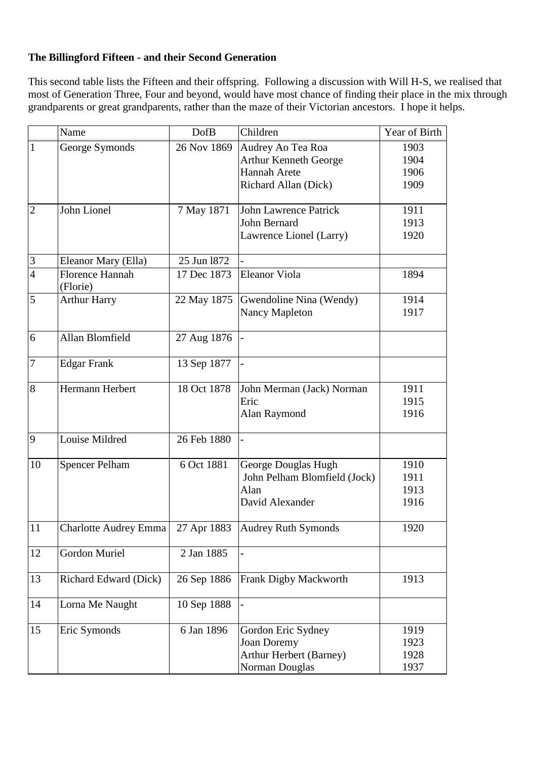**The Billingford Fifteen - and their Second Generation**

This second table lists the Fifteen and their offspring. Following a discussion with Will H-S, we realised that most of Generation Three, Four and beyond, would have most chance of finding their place in the mix through grandparents or great grandparents, rather than the maze of their Victorian ancestors. I hope it helps.

| | Name | DofB | Children | Year of Birth |
|---|---|---|---|---|
| 1 | George Symonds | 26 Nov 1869 | Audrey Ao Tea Roa<br>Arthur Kenneth George<br>Hannah Arete<br>Richard Allan (Dick) | 1903<br>1904<br>1906<br>1909 |
| 2 | John Lionel | 7 May 1871 | John Lawrence Patrick<br>John Bernard<br>Lawrence Lionel (Larry) | 1911<br>1913<br>1920 |
| 3 | Eleanor Mary (Ella) | 25 Jun l872 | - | |
| 4 | Florence Hannah (Florie) | 17 Dec 1873 | Eleanor Viola | 1894 |
| 5 | Arthur Harry | 22 May 1875 | Gwendoline Nina (Wendy)<br>Nancy Mapleton | 1914<br>1917 |
| 6 | Allan Blomfield | 27 Aug 1876 | - | |
| 7 | Edgar Frank | 13 Sep 1877 | - | |
| 8 | Hermann Herbert | 18 Oct 1878 | John Merman (Jack) Norman<br>Eric<br>Alan Raymond | 1911<br>1915<br>1916 |
| 9 | Louise Mildred | 26 Feb 1880 | - | |
| 10 | Spencer Pelham | 6 Oct 1881 | George Douglas Hugh<br>John Pelham Blomfield (Jock)<br>Alan<br>David Alexander | 1910<br>1911<br>1913<br>1916 |
| 11 | Charlotte Audrey Emma | 27 Apr 1883 | Audrey Ruth Symonds | 1920 |
| 12 | Gordon Muriel | 2 Jan 1885 | - | |
| 13 | Richard Edward (Dick) | 26 Sep 1886 | Frank Digby Mackworth | 1913 |
| 14 | Lorna Me Naught | 10 Sep 1888 | - | |
| 15 | Eric Symonds | 6 Jan 1896 | Gordon Eric Sydney<br>Joan Doremy<br>Arthur Herbert (Barney)<br>Norman Douglas | 1919<br>1923<br>1928<br>1937 |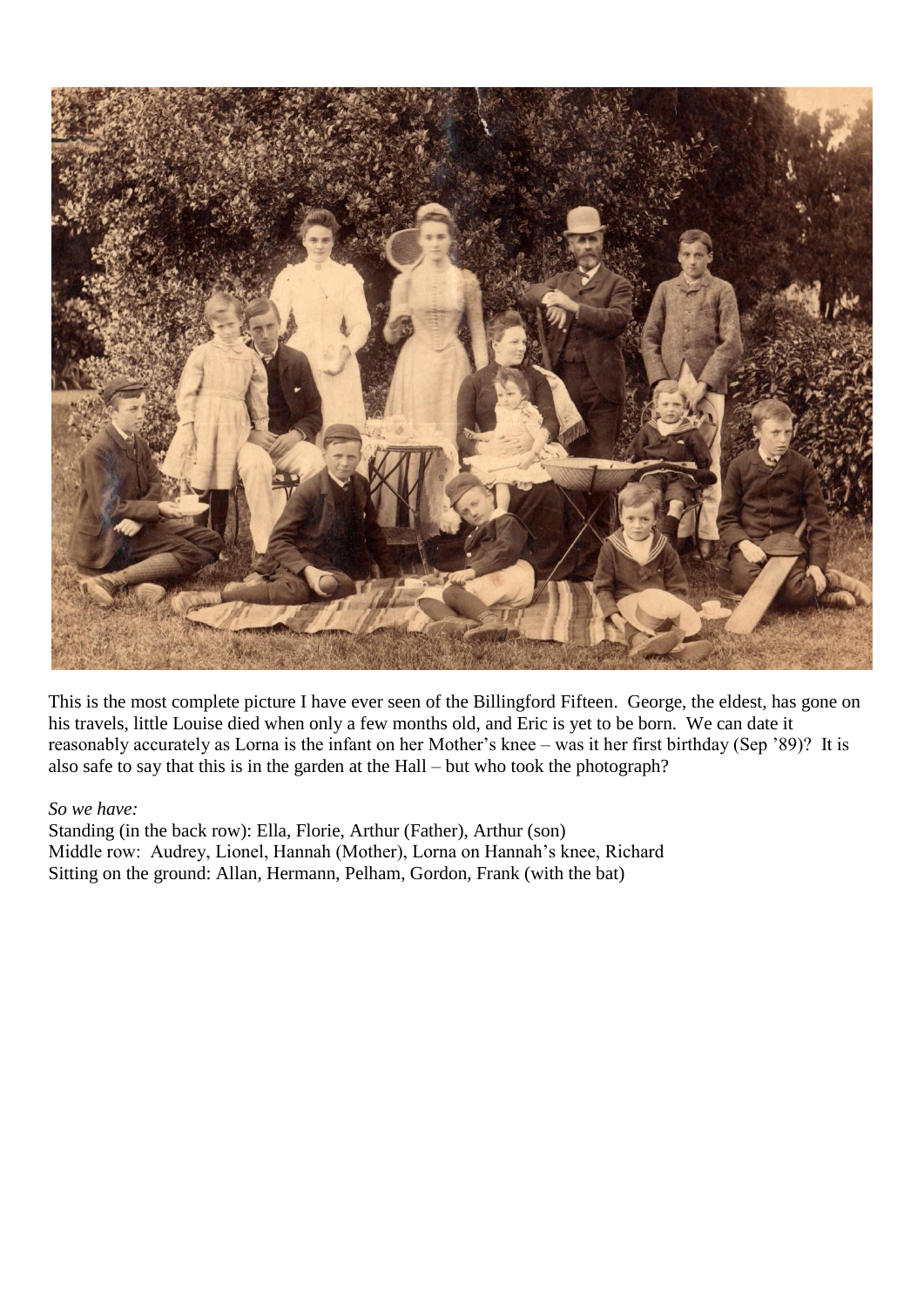This is the most complete picture I have ever seen of the Billingford Fifteen. George, the eldest, has gone on his travels, little Louise died when only a few months old, and Eric is yet to be born. We can date it reasonably accurately as Lorna is the infant on her Mother's knee – was it her first birthday (Sep '89)? It is also safe to say that this is in the garden at the Hall – but who took the photograph?

*So we have:*

Standing (in the back row): Ella, Florie, Arthur (Father), Arthur (son)
Middle row: Audrey, Lionel, Hannah (Mother), Lorna on Hannah's knee, Richard
Sitting on the ground: Allan, Hermann, Pelham, Gordon, Frank (with the bat)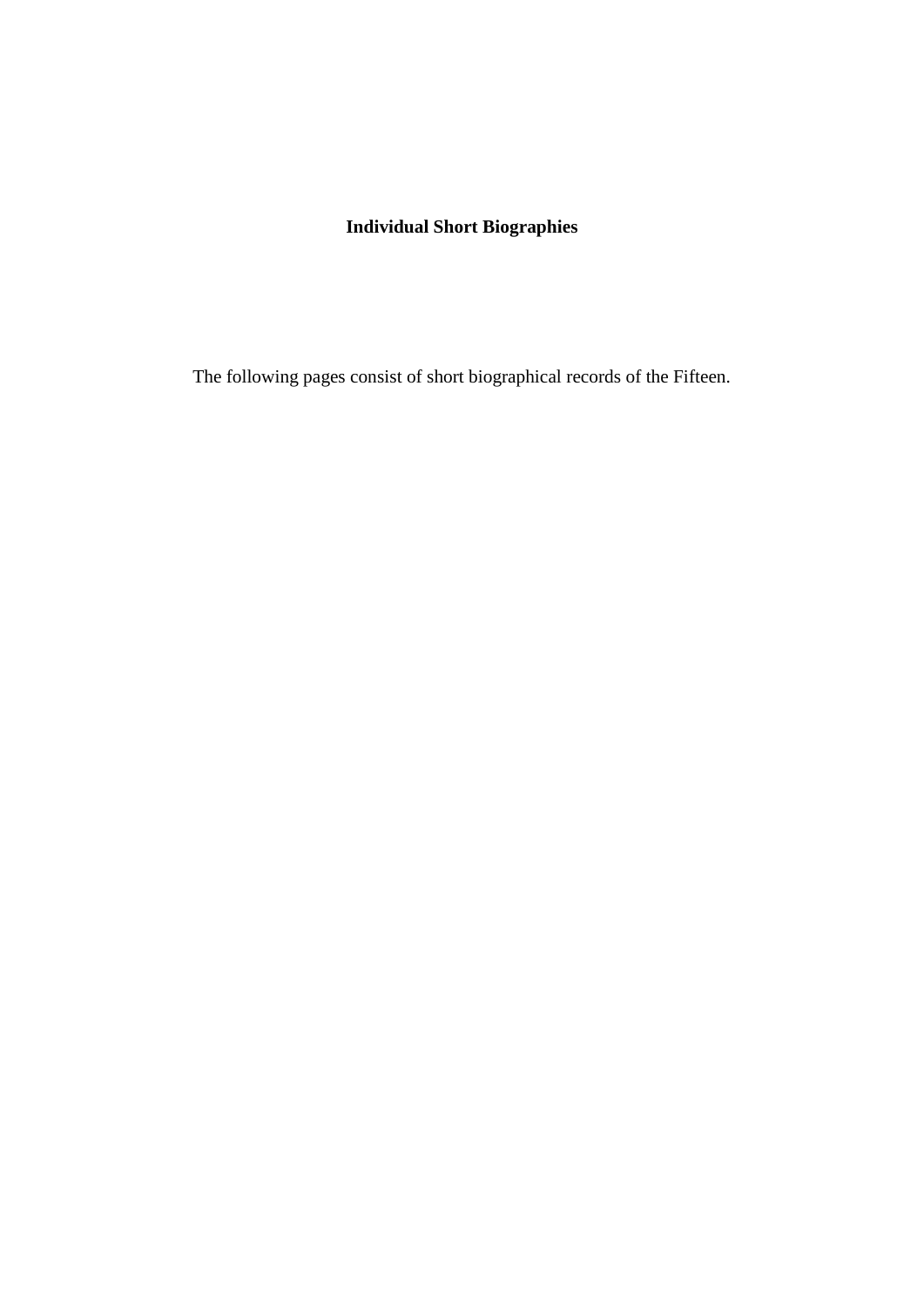# Individual Short Biographies

The following pages consist of short biographical records of the Fifteen.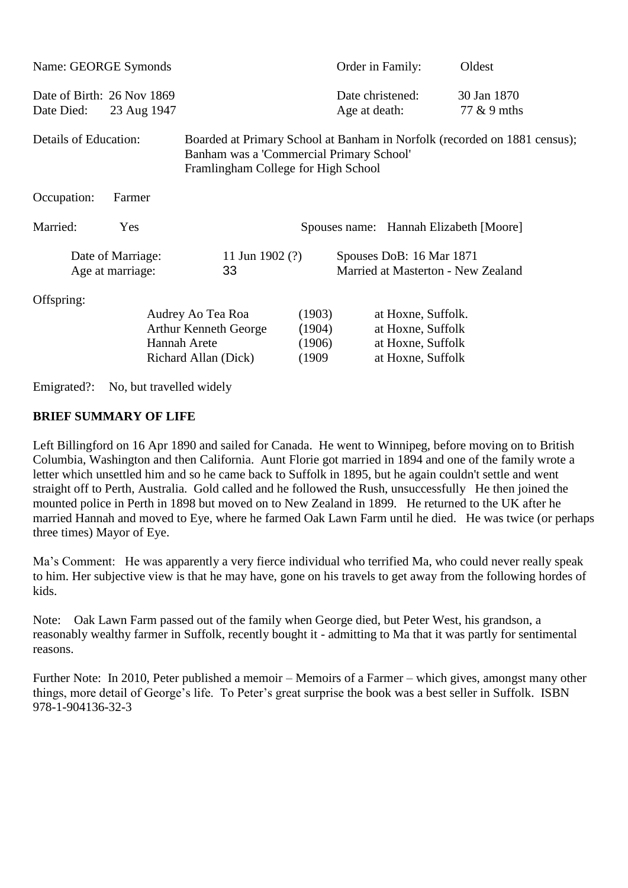Name: GEORGE Symonds | Order in Family: Oldest

Date of Birth: 26 Nov 1869 | Date christened: 30 Jan 1870

Date Died: 23 Aug 1947 | Age at death: 77 & 9 mths

Details of Education: Boarded at Primary School at Banham in Norfolk (recorded on 1881 census); Banham was a 'Commercial Primary School'
Framlingham College for High School

Occupation: Farmer

Married: Yes | Spouses name: Hannah Elizabeth [Moore]

Date of Marriage: 11 Jun 1902 (?) | Spouses DoB: 16 Mar 1871

Age at marriage: 33 | Married at Masterton - New Zealand

Offspring:

| | | |
|---|---|---|
| Audrey Ao Tea Roa | (1903) | at Hoxne, Suffolk. |
| Arthur Kenneth George | (1904) | at Hoxne, Suffolk |
| Hannah Arete | (1906) | at Hoxne, Suffolk |
| Richard Allan (Dick) | (1909 | at Hoxne, Suffolk |

Emigrated?: No, but travelled widely

**BRIEF SUMMARY OF LIFE**

Left Billingford on 16 Apr 1890 and sailed for Canada. He went to Winnipeg, before moving on to British Columbia, Washington and then California. Aunt Florie got married in 1894 and one of the family wrote a letter which unsettled him and so he came back to Suffolk in 1895, but he again couldn't settle and went straight off to Perth, Australia. Gold called and he followed the Rush, unsuccessfully He then joined the mounted police in Perth in 1898 but moved on to New Zealand in 1899. He returned to the UK after he married Hannah and moved to Eye, where he farmed Oak Lawn Farm until he died. He was twice (or perhaps three times) Mayor of Eye.

Ma's Comment: He was apparently a very fierce individual who terrified Ma, who could never really speak to him. Her subjective view is that he may have, gone on his travels to get away from the following hordes of kids.

Note: Oak Lawn Farm passed out of the family when George died, but Peter West, his grandson, a reasonably wealthy farmer in Suffolk, recently bought it - admitting to Ma that it was partly for sentimental reasons.

Further Note: In 2010, Peter published a memoir – Memoirs of a Farmer – which gives, amongst many other things, more detail of George's life. To Peter's great surprise the book was a best seller in Suffolk. ISBN 978-1-904136-32-3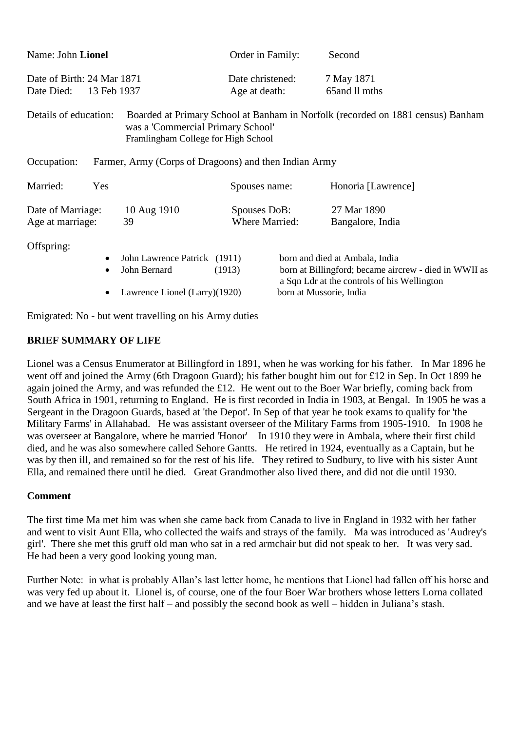Name: John **Lionel** Order in Family: Second

Date of Birth: 24 Mar 1871 Date christened: 7 May 1871
Date Died: 13 Feb 1937 Age at death: 65and ll mths

Details of education: Boarded at Primary School at Banham in Norfolk (recorded on 1881 census) Banham was a 'Commercial Primary School'
Framlingham College for High School

Occupation: Farmer, Army (Corps of Dragoons) and then Indian Army

Married: Yes Spouses name: Honoria [Lawrence]

Date of Marriage: 10 Aug 1910 Spouses DoB: 27 Mar 1890
Age at marriage: 39 Where Married: Bangalore, India

Offspring:

- John Lawrence Patrick (1911) born and died at Ambala, India
- John Bernard (1913) born at Billingford; became aircrew - died in WWII as a Sqn Ldr at the controls of his Wellington
- Lawrence Lionel (Larry)(1920) born at Mussorie, India

Emigrated: No - but went travelling on his Army duties

**BRIEF SUMMARY OF LIFE**

Lionel was a Census Enumerator at Billingford in 1891, when he was working for his father. In Mar 1896 he went off and joined the Army (6th Dragoon Guard); his father bought him out for £12 in Sep. In Oct 1899 he again joined the Army, and was refunded the £12. He went out to the Boer War briefly, coming back from South Africa in 1901, returning to England. He is first recorded in India in 1903, at Bengal. In 1905 he was a Sergeant in the Dragoon Guards, based at 'the Depot'. In Sep of that year he took exams to qualify for 'the Military Farms' in Allahabad. He was assistant overseer of the Military Farms from 1905-1910. In 1908 he was overseer at Bangalore, where he married 'Honor' In 1910 they were in Ambala, where their first child died, and he was also somewhere called Sehore Gantts. He retired in 1924, eventually as a Captain, but he was by then ill, and remained so for the rest of his life. They retired to Sudbury, to live with his sister Aunt Ella, and remained there until he died. Great Grandmother also lived there, and did not die until 1930.

**Comment**

The first time Ma met him was when she came back from Canada to live in England in 1932 with her father and went to visit Aunt Ella, who collected the waifs and strays of the family. Ma was introduced as 'Audrey's girl'. There she met this gruff old man who sat in a red armchair but did not speak to her. It was very sad. He had been a very good looking young man.

Further Note: in what is probably Allan's last letter home, he mentions that Lionel had fallen off his horse and was very fed up about it. Lionel is, of course, one of the four Boer War brothers whose letters Lorna collated and we have at least the first half – and possibly the second book as well – hidden in Juliana's stash.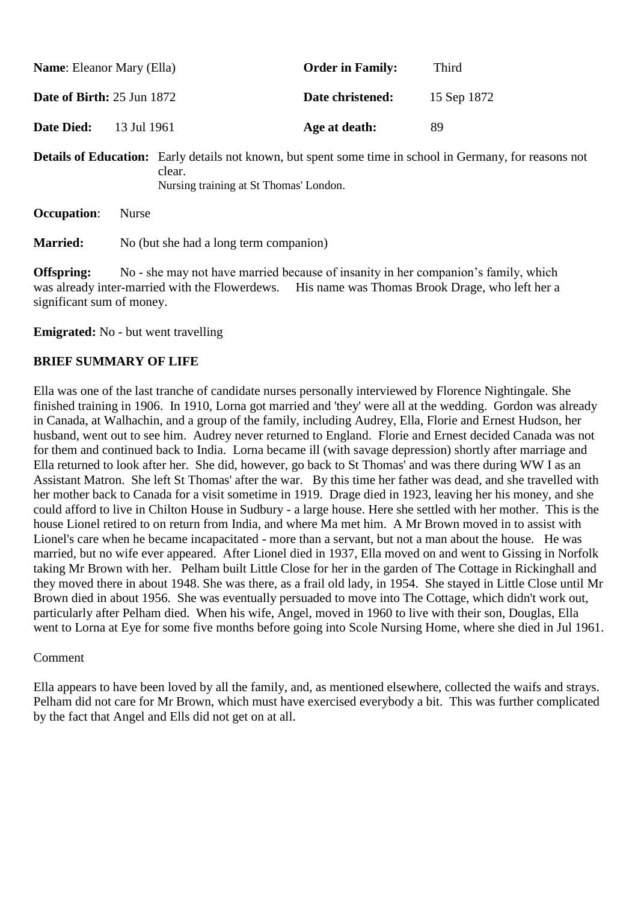**Name**: Eleanor Mary (Ella) **Order in Family:** Third

**Date of Birth:** 25 Jun 1872 **Date christened:** 15 Sep 1872

**Date Died:** 13 Jul 1961 **Age at death:** 89

**Details of Education:** Early details not known, but spent some time in school in Germany, for reasons not clear.
Nursing training at St Thomas' London.

**Occupation**: Nurse

**Married:** No (but she had a long term companion)

**Offspring:** No - she may not have married because of insanity in her companion's family, which was already inter-married with the Flowerdews. His name was Thomas Brook Drage, who left her a significant sum of money.

**Emigrated:** No - but went travelling

**BRIEF SUMMARY OF LIFE**

Ella was one of the last tranche of candidate nurses personally interviewed by Florence Nightingale. She finished training in 1906. In 1910, Lorna got married and 'they' were all at the wedding. Gordon was already in Canada, at Walhachin, and a group of the family, including Audrey, Ella, Florie and Ernest Hudson, her husband, went out to see him. Audrey never returned to England. Florie and Ernest decided Canada was not for them and continued back to India. Lorna became ill (with savage depression) shortly after marriage and Ella returned to look after her. She did, however, go back to St Thomas' and was there during WW I as an Assistant Matron. She left St Thomas' after the war. By this time her father was dead, and she travelled with her mother back to Canada for a visit sometime in 1919. Drage died in 1923, leaving her his money, and she could afford to live in Chilton House in Sudbury - a large house. Here she settled with her mother. This is the house Lionel retired to on return from India, and where Ma met him. A Mr Brown moved in to assist with Lionel's care when he became incapacitated - more than a servant, but not a man about the house. He was married, but no wife ever appeared. After Lionel died in 1937, Ella moved on and went to Gissing in Norfolk taking Mr Brown with her. Pelham built Little Close for her in the garden of The Cottage in Rickinghall and they moved there in about 1948. She was there, as a frail old lady, in 1954. She stayed in Little Close until Mr Brown died in about 1956. She was eventually persuaded to move into The Cottage, which didn't work out, particularly after Pelham died. When his wife, Angel, moved in 1960 to live with their son, Douglas, Ella went to Lorna at Eye for some five months before going into Scole Nursing Home, where she died in Jul 1961.

Comment

Ella appears to have been loved by all the family, and, as mentioned elsewhere, collected the waifs and strays. Pelham did not care for Mr Brown, which must have exercised everybody a bit. This was further complicated by the fact that Angel and Ells did not get on at all.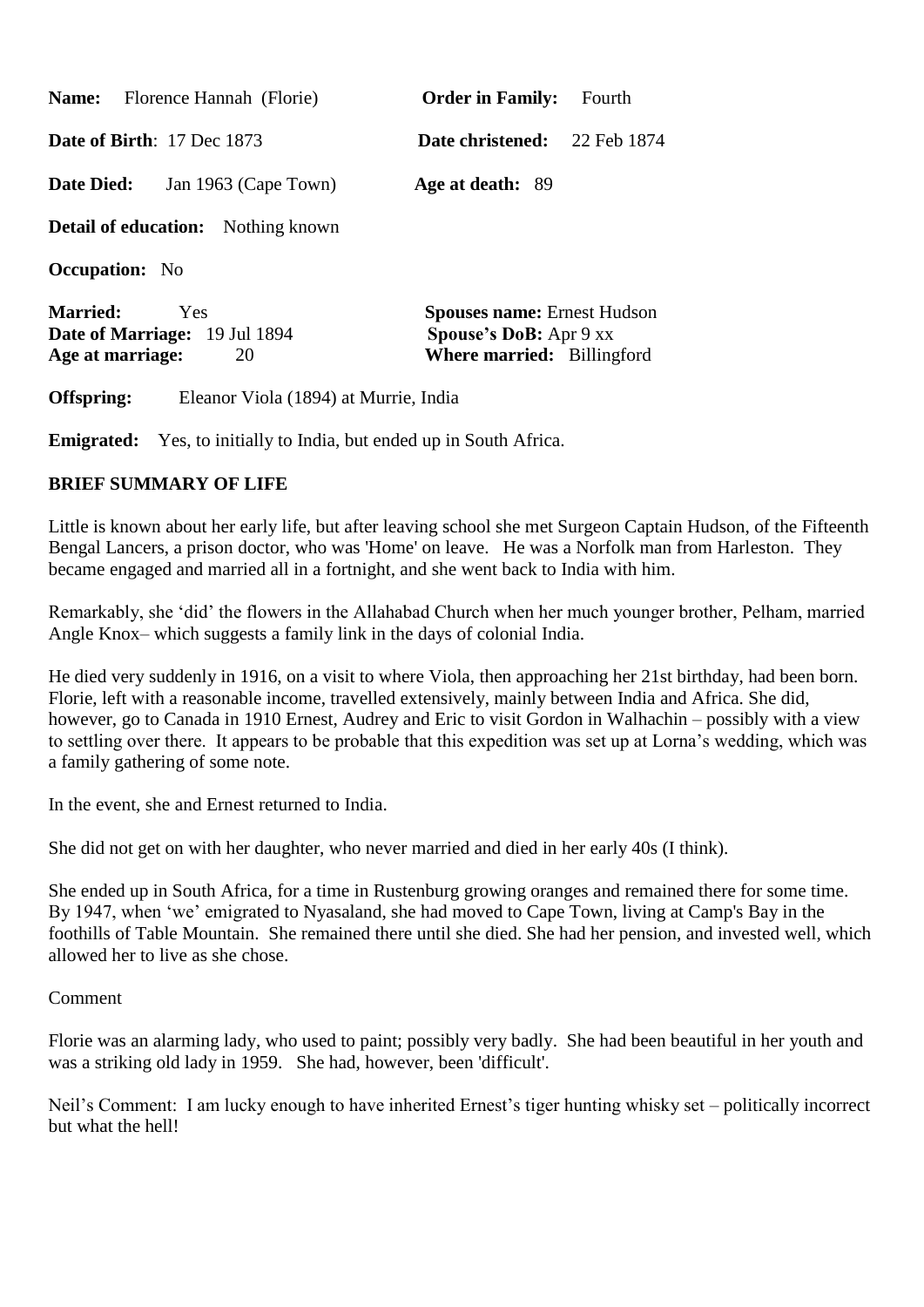**Name:** Florence Hannah (Florie) **Order in Family:** Fourth

**Date of Birth**: 17 Dec 1873 **Date christened:** 22 Feb 1874

**Date Died:** Jan 1963 (Cape Town) **Age at death:** 89

**Detail of education:** Nothing known

**Occupation:** No

**Married:** Yes **Spouses name:** Ernest Hudson
**Date of Marriage:** 19 Jul 1894 **Spouse's DoB:** Apr 9 xx
**Age at marriage:** 20 **Where married:** Billingford

**Offspring:** Eleanor Viola (1894) at Murrie, India

**Emigrated:** Yes, to initially to India, but ended up in South Africa.

**BRIEF SUMMARY OF LIFE**

Little is known about her early life, but after leaving school she met Surgeon Captain Hudson, of the Fifteenth Bengal Lancers, a prison doctor, who was 'Home' on leave. He was a Norfolk man from Harleston. They became engaged and married all in a fortnight, and she went back to India with him.

Remarkably, she 'did' the flowers in the Allahabad Church when her much younger brother, Pelham, married Angle Knox– which suggests a family link in the days of colonial India.

He died very suddenly in 1916, on a visit to where Viola, then approaching her 21st birthday, had been born. Florie, left with a reasonable income, travelled extensively, mainly between India and Africa. She did, however, go to Canada in 1910 Ernest, Audrey and Eric to visit Gordon in Walhachin – possibly with a view to settling over there. It appears to be probable that this expedition was set up at Lorna's wedding, which was a family gathering of some note.

In the event, she and Ernest returned to India.

She did not get on with her daughter, who never married and died in her early 40s (I think).

She ended up in South Africa, for a time in Rustenburg growing oranges and remained there for some time. By 1947, when 'we' emigrated to Nyasaland, she had moved to Cape Town, living at Camp's Bay in the foothills of Table Mountain. She remained there until she died. She had her pension, and invested well, which allowed her to live as she chose.

Comment

Florie was an alarming lady, who used to paint; possibly very badly. She had been beautiful in her youth and was a striking old lady in 1959. She had, however, been 'difficult'.

Neil's Comment: I am lucky enough to have inherited Ernest's tiger hunting whisky set – politically incorrect but what the hell!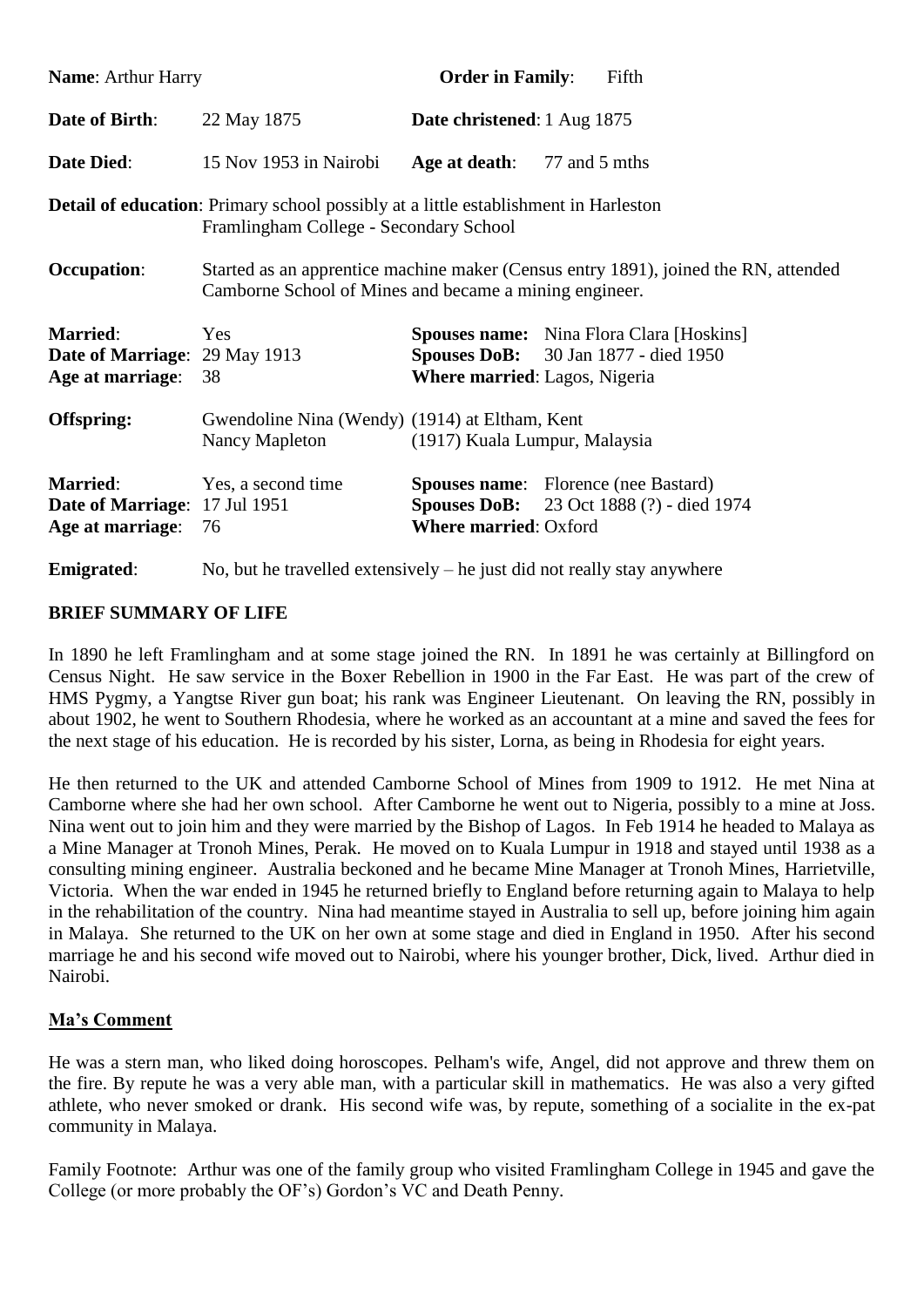**Name**: Arthur Harry **Order in Family**: Fifth

**Date of Birth**: 22 May 1875 **Date christened**: 1 Aug 1875

**Date Died**: 15 Nov 1953 in Nairobi **Age at death**: 77 and 5 mths

**Detail of education**: Primary school possibly at a little establishment in Harleston
Framlingham College - Secondary School

**Occupation**: Started as an apprentice machine maker (Census entry 1891), joined the RN, attended Camborne School of Mines and became a mining engineer.

**Married**: Yes
**Date of Marriage**: 29 May 1913
**Age at marriage**: 38
**Spouses name:** Nina Flora Clara [Hoskins]
**Spouses DoB:** 30 Jan 1877 - died 1950
**Where married**: Lagos, Nigeria

**Offspring:** Gwendoline Nina (Wendy) (1914) at Eltham, Kent
Nancy Mapleton (1917) Kuala Lumpur, Malaysia

**Married**: Yes, a second time
**Date of Marriage**: 17 Jul 1951
**Age at marriage**: 76
**Spouses name**: Florence (nee Bastard)
**Spouses DoB:** 23 Oct 1888 (?) - died 1974
**Where married**: Oxford

**Emigrated**: No, but he travelled extensively – he just did not really stay anywhere

## BRIEF SUMMARY OF LIFE

In 1890 he left Framlingham and at some stage joined the RN. In 1891 he was certainly at Billingford on Census Night. He saw service in the Boxer Rebellion in 1900 in the Far East. He was part of the crew of HMS Pygmy, a Yangtse River gun boat; his rank was Engineer Lieutenant. On leaving the RN, possibly in about 1902, he went to Southern Rhodesia, where he worked as an accountant at a mine and saved the fees for the next stage of his education. He is recorded by his sister, Lorna, as being in Rhodesia for eight years.

He then returned to the UK and attended Camborne School of Mines from 1909 to 1912. He met Nina at Camborne where she had her own school. After Camborne he went out to Nigeria, possibly to a mine at Joss. Nina went out to join him and they were married by the Bishop of Lagos. In Feb 1914 he headed to Malaya as a Mine Manager at Tronoh Mines, Perak. He moved on to Kuala Lumpur in 1918 and stayed until 1938 as a consulting mining engineer. Australia beckoned and he became Mine Manager at Tronoh Mines, Harrietville, Victoria. When the war ended in 1945 he returned briefly to England before returning again to Malaya to help in the rehabilitation of the country. Nina had meantime stayed in Australia to sell up, before joining him again in Malaya. She returned to the UK on her own at some stage and died in England in 1950. After his second marriage he and his second wife moved out to Nairobi, where his younger brother, Dick, lived. Arthur died in Nairobi.

## Ma's Comment

He was a stern man, who liked doing horoscopes. Pelham's wife, Angel, did not approve and threw them on the fire. By repute he was a very able man, with a particular skill in mathematics. He was also a very gifted athlete, who never smoked or drank. His second wife was, by repute, something of a socialite in the ex-pat community in Malaya.

Family Footnote: Arthur was one of the family group who visited Framlingham College in 1945 and gave the College (or more probably the OF's) Gordon's VC and Death Penny.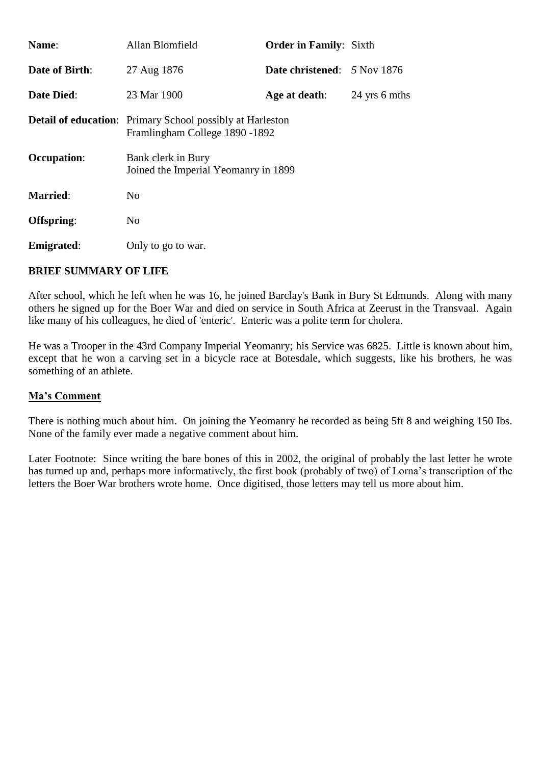| | | | |
|---|---|---|---|
| **Name**: | Allan Blomfield | **Order in Family**: | Sixth |
| **Date of Birth**: | 27 Aug 1876 | **Date christened**: | 5 Nov 1876 |
| **Date Died**: | 23 Mar 1900 | **Age at death**: | 24 yrs 6 mths |

**Detail of education**: Primary School possibly at Harleston
Framlingham College 1890 -1892

**Occupation**: Bank clerk in Bury
Joined the Imperial Yeomanry in 1899

**Married**: No

**Offspring**: No

**Emigrated**: Only to go to war.

**BRIEF SUMMARY OF LIFE**

After school, which he left when he was 16, he joined Barclay's Bank in Bury St Edmunds. Along with many others he signed up for the Boer War and died on service in South Africa at Zeerust in the Transvaal. Again like many of his colleagues, he died of 'enteric'. Enteric was a polite term for cholera.

He was a Trooper in the 43rd Company Imperial Yeomanry; his Service was 6825. Little is known about him, except that he won a carving set in a bicycle race at Botesdale, which suggests, like his brothers, he was something of an athlete.

**Ma's Comment**

There is nothing much about him. On joining the Yeomanry he recorded as being 5ft 8 and weighing 150 Ibs. None of the family ever made a negative comment about him.

Later Footnote: Since writing the bare bones of this in 2002, the original of probably the last letter he wrote has turned up and, perhaps more informatively, the first book (probably of two) of Lorna's transcription of the letters the Boer War brothers wrote home. Once digitised, those letters may tell us more about him.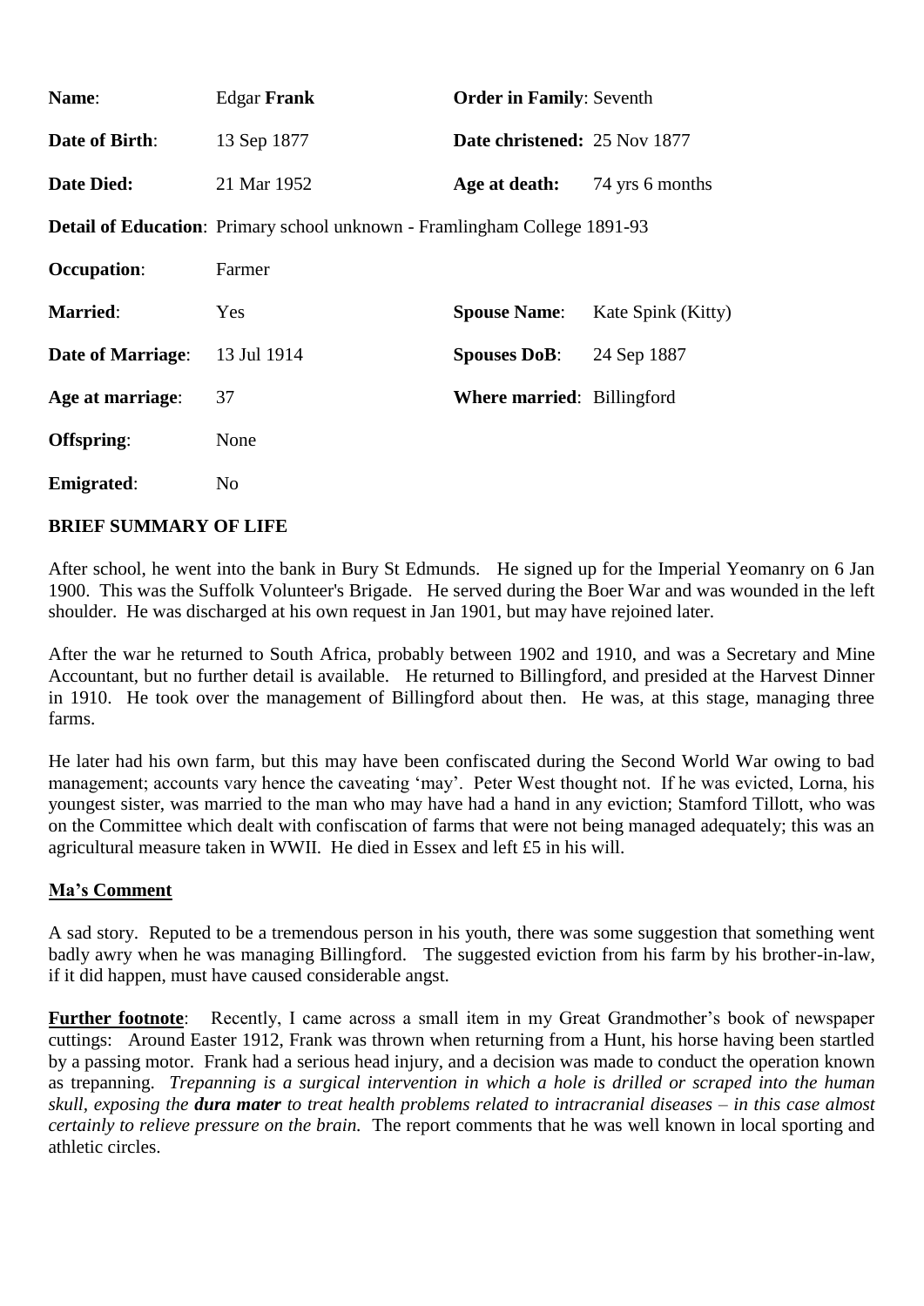| | | | |
|---|---|---|---|
| **Name**: | Edgar **Frank** | **Order in Family**: Seventh | |
| **Date of Birth**: | 13 Sep 1877 | **Date christened:** 25 Nov 1877 | |
| **Date Died:** | 21 Mar 1952 | **Age at death:** | 74 yrs 6 months |

**Detail of Education**: Primary school unknown - Framlingham College 1891-93

| | | | |
|---|---|---|---|
| **Occupation**: | Farmer | | |
| **Married**: | Yes | **Spouse Name**: | Kate Spink (Kitty) |
| **Date of Marriage**: | 13 Jul 1914 | **Spouses DoB**: | 24 Sep 1887 |
| **Age at marriage**: | 37 | **Where married**: Billingford | |
| **Offspring**: | None | | |
| **Emigrated**: | No | | |

**BRIEF SUMMARY OF LIFE**

After school, he went into the bank in Bury St Edmunds. He signed up for the Imperial Yeomanry on 6 Jan 1900. This was the Suffolk Volunteer's Brigade. He served during the Boer War and was wounded in the left shoulder. He was discharged at his own request in Jan 1901, but may have rejoined later.

After the war he returned to South Africa, probably between 1902 and 1910, and was a Secretary and Mine Accountant, but no further detail is available. He returned to Billingford, and presided at the Harvest Dinner in 1910. He took over the management of Billingford about then. He was, at this stage, managing three farms.

He later had his own farm, but this may have been confiscated during the Second World War owing to bad management; accounts vary hence the caveating 'may'. Peter West thought not. If he was evicted, Lorna, his youngest sister, was married to the man who may have had a hand in any eviction; Stamford Tillott, who was on the Committee which dealt with confiscation of farms that were not being managed adequately; this was an agricultural measure taken in WWII. He died in Essex and left £5 in his will.

**Ma's Comment**

A sad story. Reputed to be a tremendous person in his youth, there was some suggestion that something went badly awry when he was managing Billingford. The suggested eviction from his farm by his brother-in-law, if it did happen, must have caused considerable angst.

**Further footnote**: Recently, I came across a small item in my Great Grandmother's book of newspaper cuttings: Around Easter 1912, Frank was thrown when returning from a Hunt, his horse having been startled by a passing motor. Frank had a serious head injury, and a decision was made to conduct the operation known as trepanning. *Trepanning is a surgical intervention in which a hole is drilled or scraped into the human skull, exposing the **dura mater** to treat health problems related to intracranial diseases – in this case almost certainly to relieve pressure on the brain.* The report comments that he was well known in local sporting and athletic circles.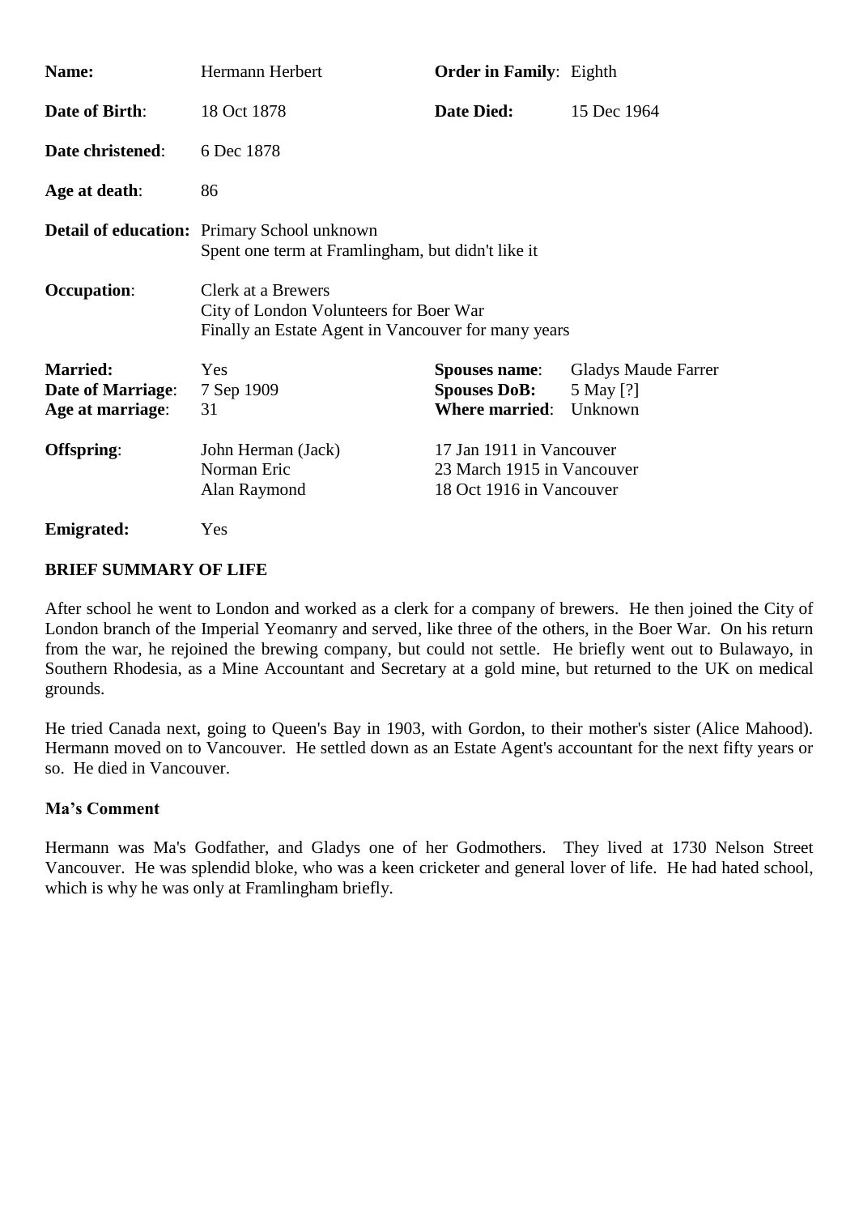**Name:** Hermann Herbert **Order in Family**: Eighth

**Date of Birth**: 18 Oct 1878 **Date Died:** 15 Dec 1964

**Date christened**: 6 Dec 1878

**Age at death**: 86

**Detail of education:** Primary School unknown
Spent one term at Framlingham, but didn't like it

**Occupation**: Clerk at a Brewers
City of London Volunteers for Boer War
Finally an Estate Agent in Vancouver for many years

**Married:** Yes **Spouses name**: Gladys Maude Farrer
**Date of Marriage**: 7 Sep 1909 **Spouses DoB:** 5 May [?]
**Age at marriage**: 31 **Where married**: Unknown

**Offspring**:

| | |
|---|---|
| John Herman (Jack) | 17 Jan 1911 in Vancouver |
| Norman Eric | 23 March 1915 in Vancouver |
| Alan Raymond | 18 Oct 1916 in Vancouver |

**Emigrated:** Yes

**BRIEF SUMMARY OF LIFE**

After school he went to London and worked as a clerk for a company of brewers. He then joined the City of London branch of the Imperial Yeomanry and served, like three of the others, in the Boer War. On his return from the war, he rejoined the brewing company, but could not settle. He briefly went out to Bulawayo, in Southern Rhodesia, as a Mine Accountant and Secretary at a gold mine, but returned to the UK on medical grounds.

He tried Canada next, going to Queen's Bay in 1903, with Gordon, to their mother's sister (Alice Mahood). Hermann moved on to Vancouver. He settled down as an Estate Agent's accountant for the next fifty years or so. He died in Vancouver.

**Ma's Comment**

Hermann was Ma's Godfather, and Gladys one of her Godmothers. They lived at 1730 Nelson Street Vancouver. He was splendid bloke, who was a keen cricketer and general lover of life. He had hated school, which is why he was only at Framlingham briefly.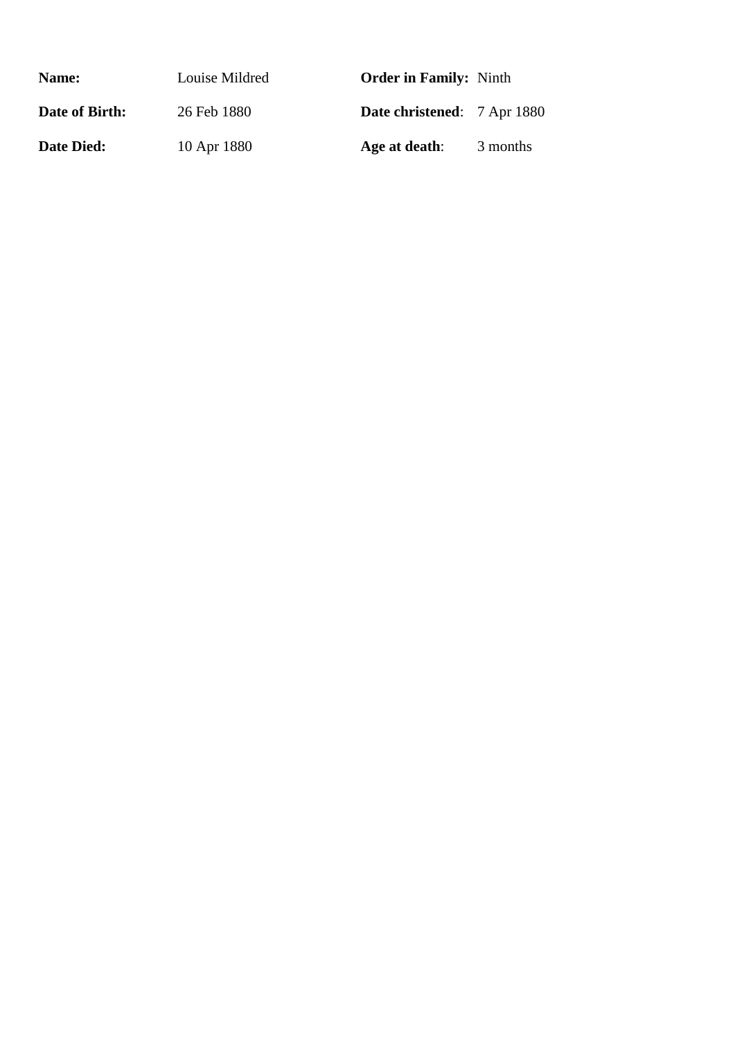| | | | |
|---|---|---|---|
| **Name:** | Louise Mildred | **Order in Family:** | Ninth |
| **Date of Birth:** | 26 Feb 1880 | **Date christened**: | 7 Apr 1880 |
| **Date Died:** | 10 Apr 1880 | **Age at death**: | 3 months |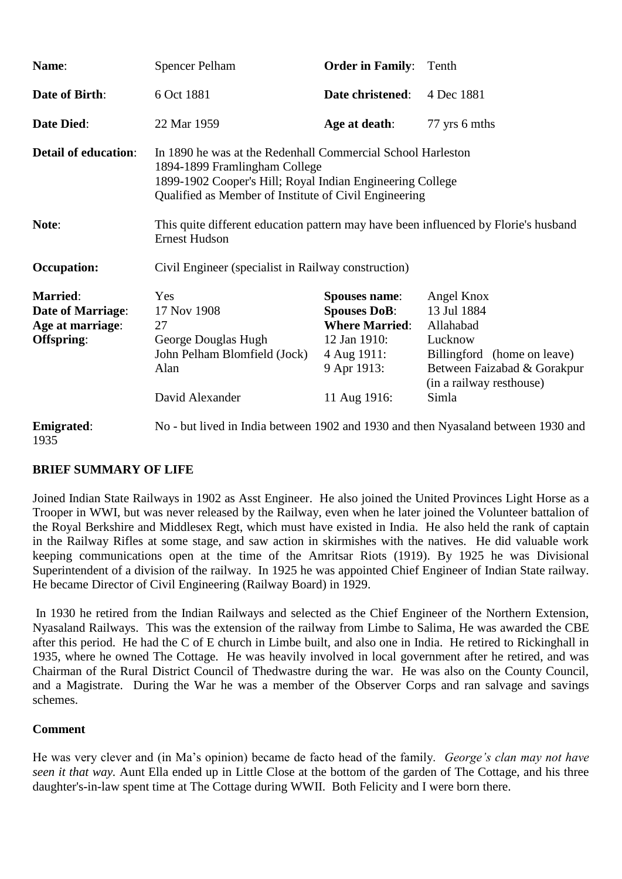| | | | |
|---|---|---|---|
| **Name**: | Spencer Pelham | **Order in Family**: | Tenth |
| **Date of Birth**: | 6 Oct 1881 | **Date christened**: | 4 Dec 1881 |
| **Date Died**: | 22 Mar 1959 | **Age at death**: | 77 yrs 6 mths |

**Detail of education**: In 1890 he was at the Redenhall Commercial School Harleston
1894-1899 Framlingham College
1899-1902 Cooper's Hill; Royal Indian Engineering College
Qualified as Member of Institute of Civil Engineering

**Note**: This quite different education pattern may have been influenced by Florie's husband Ernest Hudson

**Occupation:** Civil Engineer (specialist in Railway construction)

| | | | |
|---|---|---|---|
| **Married**: | Yes | **Spouses name**: | Angel Knox |
| **Date of Marriage**: | 17 Nov 1908 | **Spouses DoB**: | 13 Jul 1884 |
| **Age at marriage**: | 27 | **Where Married**: | Allahabad |
| **Offspring**: | George Douglas Hugh | 12 Jan 1910: | Lucknow |
| | John Pelham Blomfield (Jock) | 4 Aug 1911: | Billingford (home on leave) |
| | Alan | 9 Apr 1913: | Between Faizabad & Gorakpur (in a railway resthouse) |
| | David Alexander | 11 Aug 1916: | Simla |

**Emigrated**: No - but lived in India between 1902 and 1930 and then Nyasaland between 1930 and 1935

**BRIEF SUMMARY OF LIFE**

Joined Indian State Railways in 1902 as Asst Engineer. He also joined the United Provinces Light Horse as a Trooper in WWI, but was never released by the Railway, even when he later joined the Volunteer battalion of the Royal Berkshire and Middlesex Regt, which must have existed in India. He also held the rank of captain in the Railway Rifles at some stage, and saw action in skirmishes with the natives. He did valuable work keeping communications open at the time of the Amritsar Riots (1919). By 1925 he was Divisional Superintendent of a division of the railway. In 1925 he was appointed Chief Engineer of Indian State railway. He became Director of Civil Engineering (Railway Board) in 1929.

In 1930 he retired from the Indian Railways and selected as the Chief Engineer of the Northern Extension, Nyasaland Railways. This was the extension of the railway from Limbe to Salima, He was awarded the CBE after this period. He had the C of E church in Limbe built, and also one in India. He retired to Rickinghall in 1935, where he owned The Cottage. He was heavily involved in local government after he retired, and was Chairman of the Rural District Council of Thedwastre during the war. He was also on the County Council, and a Magistrate. During the War he was a member of the Observer Corps and ran salvage and savings schemes.

**Comment**

He was very clever and (in Ma's opinion) became de facto head of the family. *George's clan may not have seen it that way.* Aunt Ella ended up in Little Close at the bottom of the garden of The Cottage, and his three daughter's-in-law spent time at The Cottage during WWII. Both Felicity and I were born there.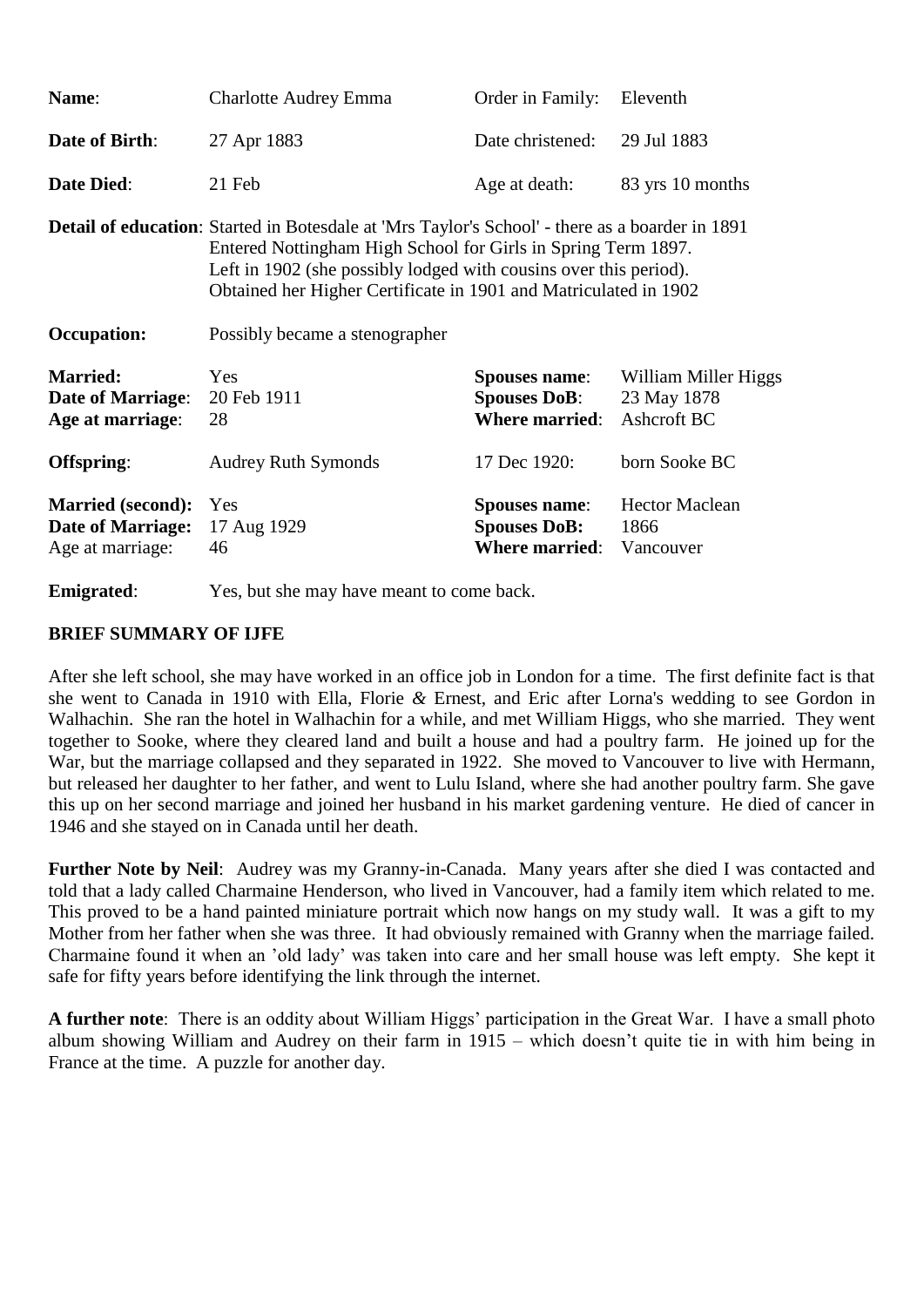| | | | |
|---|---|---|---|
| **Name**: | Charlotte Audrey Emma | Order in Family: | Eleventh |
| **Date of Birth**: | 27 Apr 1883 | Date christened: | 29 Jul 1883 |
| **Date Died**: | 21 Feb | Age at death: | 83 yrs 10 months |

**Detail of education**: Started in Botesdale at 'Mrs Taylor's School' - there as a boarder in 1891
Entered Nottingham High School for Girls in Spring Term 1897.
Left in 1902 (she possibly lodged with cousins over this period).
Obtained her Higher Certificate in 1901 and Matriculated in 1902

**Occupation:** Possibly became a stenographer

| | | | |
|---|---|---|---|
| **Married:** | Yes | **Spouses name**: | William Miller Higgs |
| **Date of Marriage**: | 20 Feb 1911 | **Spouses DoB**: | 23 May 1878 |
| **Age at marriage**: | 28 | **Where married**: | Ashcroft BC |
| **Offspring**: | Audrey Ruth Symonds | 17 Dec 1920: | born Sooke BC |
| **Married (second):** | Yes | **Spouses name**: | Hector Maclean |
| **Date of Marriage:** | 17 Aug 1929 | **Spouses DoB:** | 1866 |
| Age at marriage: | 46 | **Where married**: | Vancouver |

**Emigrated**: Yes, but she may have meant to come back.

**BRIEF SUMMARY OF IJFE**

After she left school, she may have worked in an office job in London for a time. The first definite fact is that she went to Canada in 1910 with Ella, Florie *&* Ernest, and Eric after Lorna's wedding to see Gordon in Walhachin. She ran the hotel in Walhachin for a while, and met William Higgs, who she married. They went together to Sooke, where they cleared land and built a house and had a poultry farm. He joined up for the War, but the marriage collapsed and they separated in 1922. She moved to Vancouver to live with Hermann, but released her daughter to her father, and went to Lulu Island, where she had another poultry farm. She gave this up on her second marriage and joined her husband in his market gardening venture. He died of cancer in 1946 and she stayed on in Canada until her death.

**Further Note by Neil**: Audrey was my Granny-in-Canada. Many years after she died I was contacted and told that a lady called Charmaine Henderson, who lived in Vancouver, had a family item which related to me. This proved to be a hand painted miniature portrait which now hangs on my study wall. It was a gift to my Mother from her father when she was three. It had obviously remained with Granny when the marriage failed. Charmaine found it when an 'old lady' was taken into care and her small house was left empty. She kept it safe for fifty years before identifying the link through the internet.

**A further note**: There is an oddity about William Higgs' participation in the Great War. I have a small photo album showing William and Audrey on their farm in 1915 – which doesn't quite tie in with him being in France at the time. A puzzle for another day.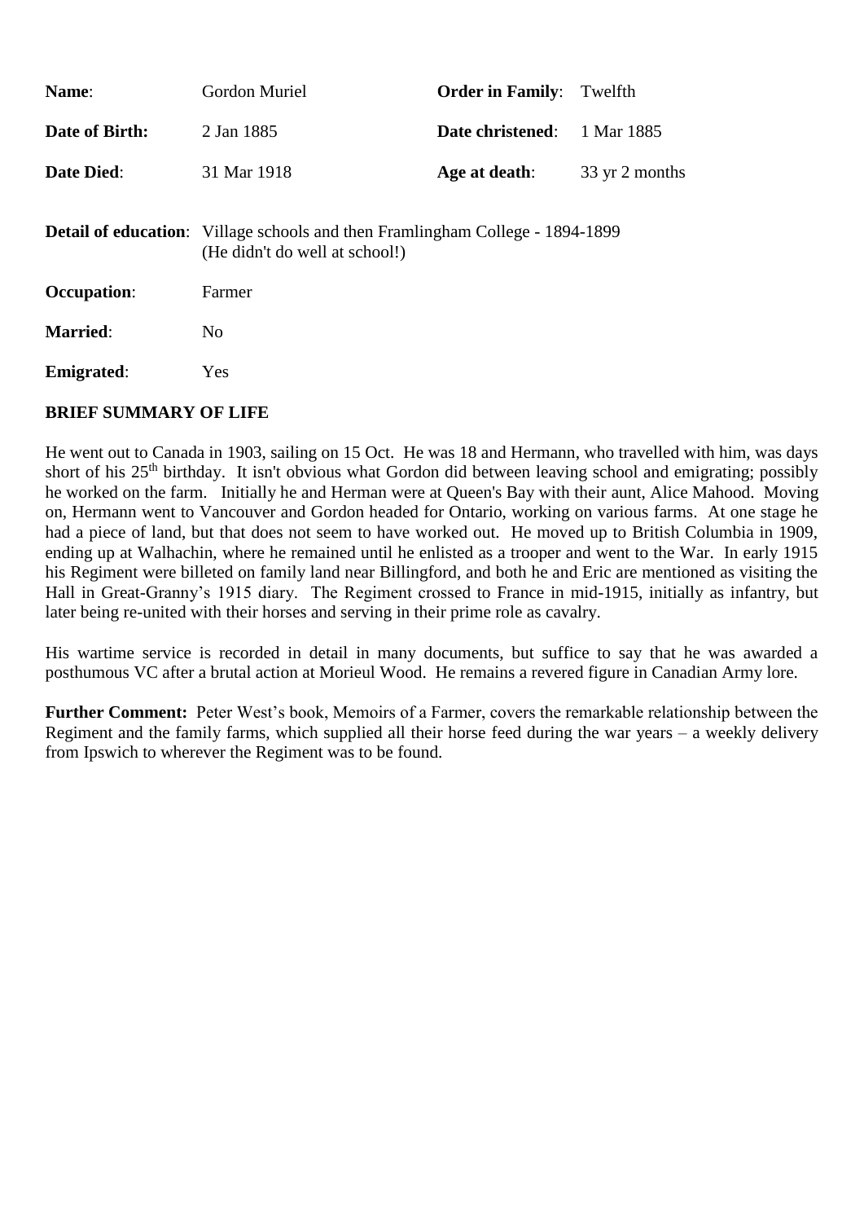| | | | |
|---|---|---|---|
| **Name**: | Gordon Muriel | **Order in Family**: | Twelfth |
| **Date of Birth:** | 2 Jan 1885 | **Date christened**: | 1 Mar 1885 |
| **Date Died**: | 31 Mar 1918 | **Age at death**: | 33 yr 2 months |

**Detail of education**: Village schools and then Framlingham College - 1894-1899 (He didn't do well at school!)

**Occupation**: Farmer

**Married**: No

**Emigrated**: Yes

**BRIEF SUMMARY OF LIFE**

He went out to Canada in 1903, sailing on 15 Oct. He was 18 and Hermann, who travelled with him, was days short of his 25th birthday. It isn't obvious what Gordon did between leaving school and emigrating; possibly he worked on the farm. Initially he and Herman were at Queen's Bay with their aunt, Alice Mahood. Moving on, Hermann went to Vancouver and Gordon headed for Ontario, working on various farms. At one stage he had a piece of land, but that does not seem to have worked out. He moved up to British Columbia in 1909, ending up at Walhachin, where he remained until he enlisted as a trooper and went to the War. In early 1915 his Regiment were billeted on family land near Billingford, and both he and Eric are mentioned as visiting the Hall in Great-Granny's 1915 diary. The Regiment crossed to France in mid-1915, initially as infantry, but later being re-united with their horses and serving in their prime role as cavalry.

His wartime service is recorded in detail in many documents, but suffice to say that he was awarded a posthumous VC after a brutal action at Morieul Wood. He remains a revered figure in Canadian Army lore.

**Further Comment:** Peter West's book, Memoirs of a Farmer, covers the remarkable relationship between the Regiment and the family farms, which supplied all their horse feed during the war years – a weekly delivery from Ipswich to wherever the Regiment was to be found.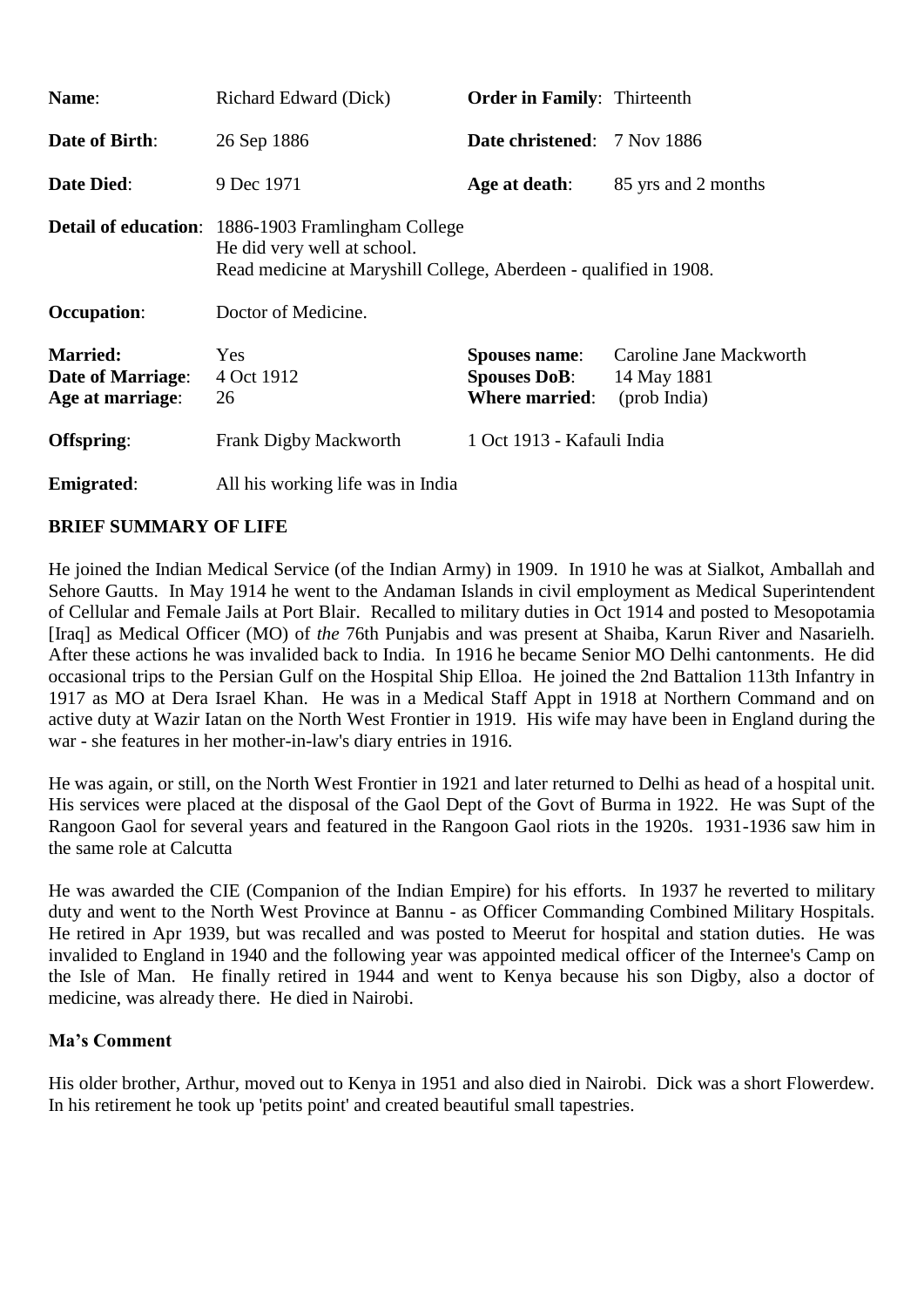| | | | |
|---|---|---|---|
| **Name**: | Richard Edward (Dick) | **Order in Family**: | Thirteenth |
| **Date of Birth**: | 26 Sep 1886 | **Date christened**: | 7 Nov 1886 |
| **Date Died**: | 9 Dec 1971 | **Age at death**: | 85 yrs and 2 months |

**Detail of education**: 1886-1903 Framlingham College
He did very well at school.
Read medicine at Maryshill College, Aberdeen - qualified in 1908.

**Occupation**: Doctor of Medicine.

| | | | |
|---|---|---|---|
| **Married:** | Yes | **Spouses name**: | Caroline Jane Mackworth |
| **Date of Marriage**: | 4 Oct 1912 | **Spouses DoB**: | 14 May 1881 |
| **Age at marriage**: | 26 | **Where married**: | (prob India) |

**Offspring**: Frank Digby Mackworth 1 Oct 1913 - Kafauli India

**Emigrated**: All his working life was in India

**BRIEF SUMMARY OF LIFE**

He joined the Indian Medical Service (of the Indian Army) in 1909. In 1910 he was at Sialkot, Amballah and Sehore Gautts. In May 1914 he went to the Andaman Islands in civil employment as Medical Superintendent of Cellular and Female Jails at Port Blair. Recalled to military duties in Oct 1914 and posted to Mesopotamia [Iraq] as Medical Officer (MO) of *the* 76th Punjabis and was present at Shaiba, Karun River and Nasarielh. After these actions he was invalided back to India. In 1916 he became Senior MO Delhi cantonments. He did occasional trips to the Persian Gulf on the Hospital Ship Elloa. He joined the 2nd Battalion 113th Infantry in 1917 as MO at Dera Israel Khan. He was in a Medical Staff Appt in 1918 at Northern Command and on active duty at Wazir Iatan on the North West Frontier in 1919. His wife may have been in England during the war - she features in her mother-in-law's diary entries in 1916.

He was again, or still, on the North West Frontier in 1921 and later returned to Delhi as head of a hospital unit. His services were placed at the disposal of the Gaol Dept of the Govt of Burma in 1922. He was Supt of the Rangoon Gaol for several years and featured in the Rangoon Gaol riots in the 1920s. 1931-1936 saw him in the same role at Calcutta

He was awarded the CIE (Companion of the Indian Empire) for his efforts. In 1937 he reverted to military duty and went to the North West Province at Bannu - as Officer Commanding Combined Military Hospitals. He retired in Apr 1939, but was recalled and was posted to Meerut for hospital and station duties. He was invalided to England in 1940 and the following year was appointed medical officer of the Internee's Camp on the Isle of Man. He finally retired in 1944 and went to Kenya because his son Digby, also a doctor of medicine, was already there. He died in Nairobi.

**Ma's Comment**

His older brother, Arthur, moved out to Kenya in 1951 and also died in Nairobi. Dick was a short Flowerdew. In his retirement he took up 'petits point' and created beautiful small tapestries.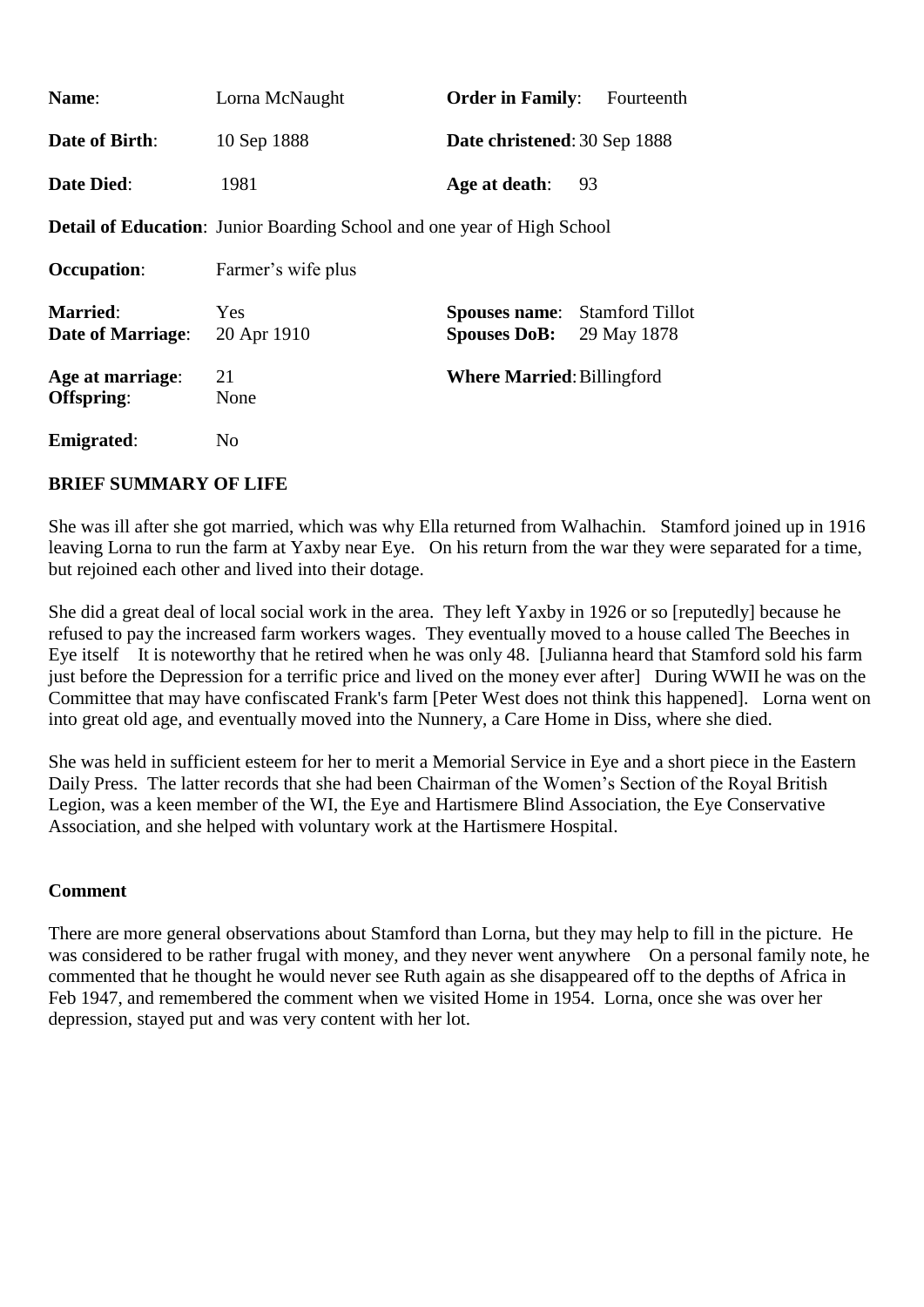| | | | |
|---|---|---|---|
| **Name**: | Lorna McNaught | **Order in Family**: | Fourteenth |
| **Date of Birth**: | 10 Sep 1888 | **Date christened**: | 30 Sep 1888 |
| **Date Died**: | 1981 | **Age at death**: | 93 |

**Detail of Education**: Junior Boarding School and one year of High School

| | | | |
|---|---|---|---|
| **Occupation**: | Farmer's wife plus | | |
| **Married**: | Yes | **Spouses name**: | Stamford Tillot |
| **Date of Marriage**: | 20 Apr 1910 | **Spouses DoB**: | 29 May 1878 |
| **Age at marriage**: | 21 | **Where Married**: | Billingford |
| **Offspring**: | None | | |
| **Emigrated**: | No | | |

**BRIEF SUMMARY OF LIFE**

She was ill after she got married, which was why Ella returned from Walhachin. Stamford joined up in 1916 leaving Lorna to run the farm at Yaxby near Eye. On his return from the war they were separated for a time, but rejoined each other and lived into their dotage.

She did a great deal of local social work in the area. They left Yaxby in 1926 or so [reputedly] because he refused to pay the increased farm workers wages. They eventually moved to a house called The Beeches in Eye itself It is noteworthy that he retired when he was only 48. [Julianna heard that Stamford sold his farm just before the Depression for a terrific price and lived on the money ever after] During WWII he was on the Committee that may have confiscated Frank's farm [Peter West does not think this happened]. Lorna went on into great old age, and eventually moved into the Nunnery, a Care Home in Diss, where she died.

She was held in sufficient esteem for her to merit a Memorial Service in Eye and a short piece in the Eastern Daily Press. The latter records that she had been Chairman of the Women's Section of the Royal British Legion, was a keen member of the WI, the Eye and Hartismere Blind Association, the Eye Conservative Association, and she helped with voluntary work at the Hartismere Hospital.

**Comment**

There are more general observations about Stamford than Lorna, but they may help to fill in the picture. He was considered to be rather frugal with money, and they never went anywhere On a personal family note, he commented that he thought he would never see Ruth again as she disappeared off to the depths of Africa in Feb 1947, and remembered the comment when we visited Home in 1954. Lorna, once she was over her depression, stayed put and was very content with her lot.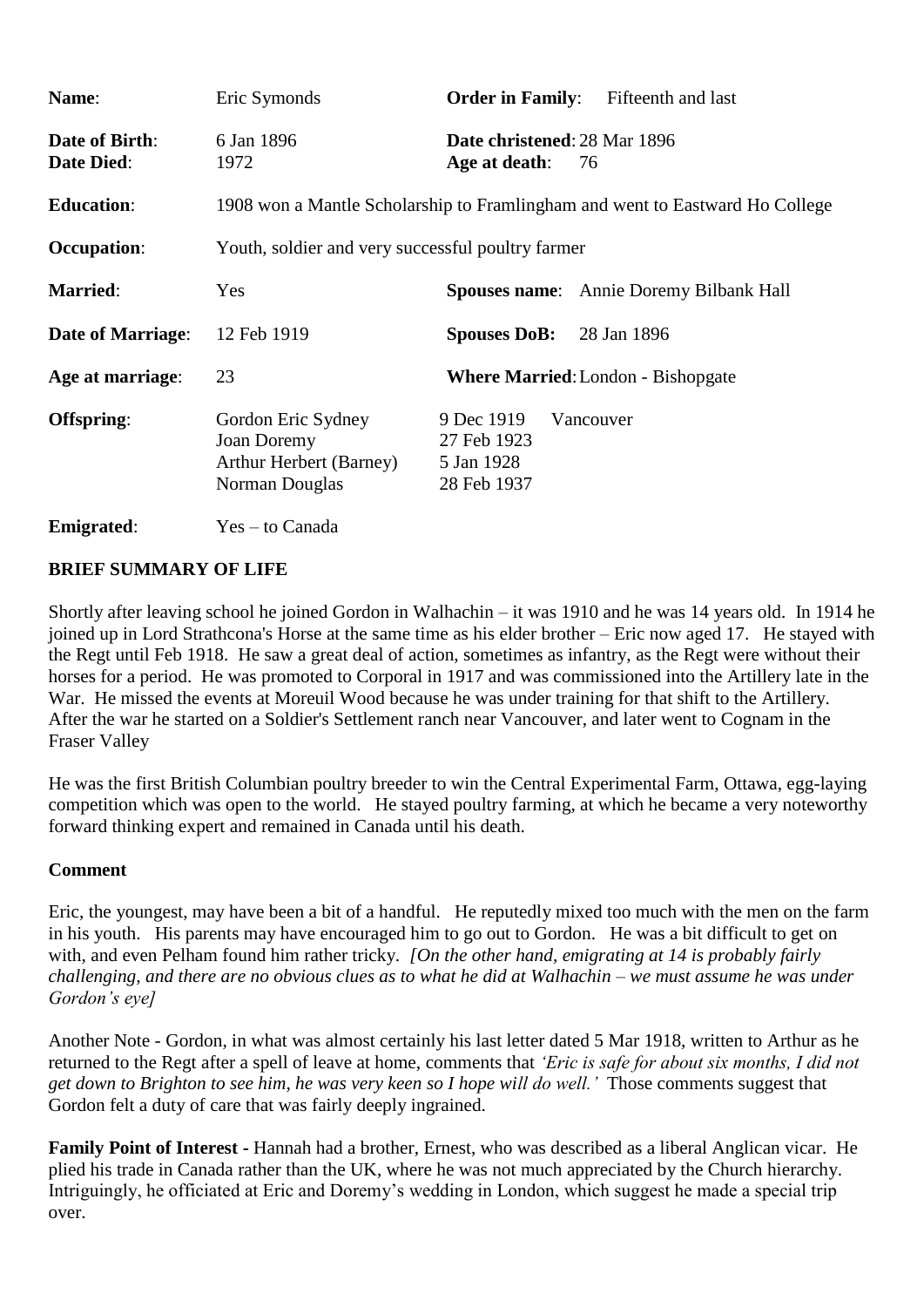| | | | |
|---|---|---|---|
| **Name**: | Eric Symonds | **Order in Family**: | Fifteenth and last |
| **Date of Birth**: | 6 Jan 1896 | **Date christened**: | 28 Mar 1896 |
| **Date Died**: | 1972 | **Age at death**: | 76 |
| **Education**: | 1908 won a Mantle Scholarship to Framlingham and went to Eastward Ho College | | |
| **Occupation**: | Youth, soldier and very successful poultry farmer | | |
| **Married**: | Yes | **Spouses name**: | Annie Doremy Bilbank Hall |
| **Date of Marriage**: | 12 Feb 1919 | **Spouses DoB:** | 28 Jan 1896 |
| **Age at marriage**: | 23 | **Where Married**: | London - Bishopgate |
| **Offspring**: | Gordon Eric Sydney | 9 Dec 1919 | Vancouver |
| | Joan Doremy | 27 Feb 1923 | |
| | Arthur Herbert (Barney) | 5 Jan 1928 | |
| | Norman Douglas | 28 Feb 1937 | |
| **Emigrated**: | Yes – to Canada | | |

**BRIEF SUMMARY OF LIFE**

Shortly after leaving school he joined Gordon in Walhachin – it was 1910 and he was 14 years old. In 1914 he joined up in Lord Strathcona's Horse at the same time as his elder brother – Eric now aged 17. He stayed with the Regt until Feb 1918. He saw a great deal of action, sometimes as infantry, as the Regt were without their horses for a period. He was promoted to Corporal in 1917 and was commissioned into the Artillery late in the War. He missed the events at Moreuil Wood because he was under training for that shift to the Artillery. After the war he started on a Soldier's Settlement ranch near Vancouver, and later went to Cognam in the Fraser Valley

He was the first British Columbian poultry breeder to win the Central Experimental Farm, Ottawa, egg-laying competition which was open to the world. He stayed poultry farming, at which he became a very noteworthy forward thinking expert and remained in Canada until his death.

**Comment**

Eric, the youngest, may have been a bit of a handful. He reputedly mixed too much with the men on the farm in his youth. His parents may have encouraged him to go out to Gordon. He was a bit difficult to get on with, and even Pelham found him rather tricky. *[On the other hand, emigrating at 14 is probably fairly challenging, and there are no obvious clues as to what he did at Walhachin – we must assume he was under Gordon's eye]*

Another Note - Gordon, in what was almost certainly his last letter dated 5 Mar 1918, written to Arthur as he returned to the Regt after a spell of leave at home, comments that *'Eric is safe for about six months, I did not get down to Brighton to see him, he was very keen so I hope will do well.'* Those comments suggest that Gordon felt a duty of care that was fairly deeply ingrained.

**Family Point of Interest** - Hannah had a brother, Ernest, who was described as a liberal Anglican vicar. He plied his trade in Canada rather than the UK, where he was not much appreciated by the Church hierarchy. Intriguingly, he officiated at Eric and Doremy's wedding in London, which suggest he made a special trip over.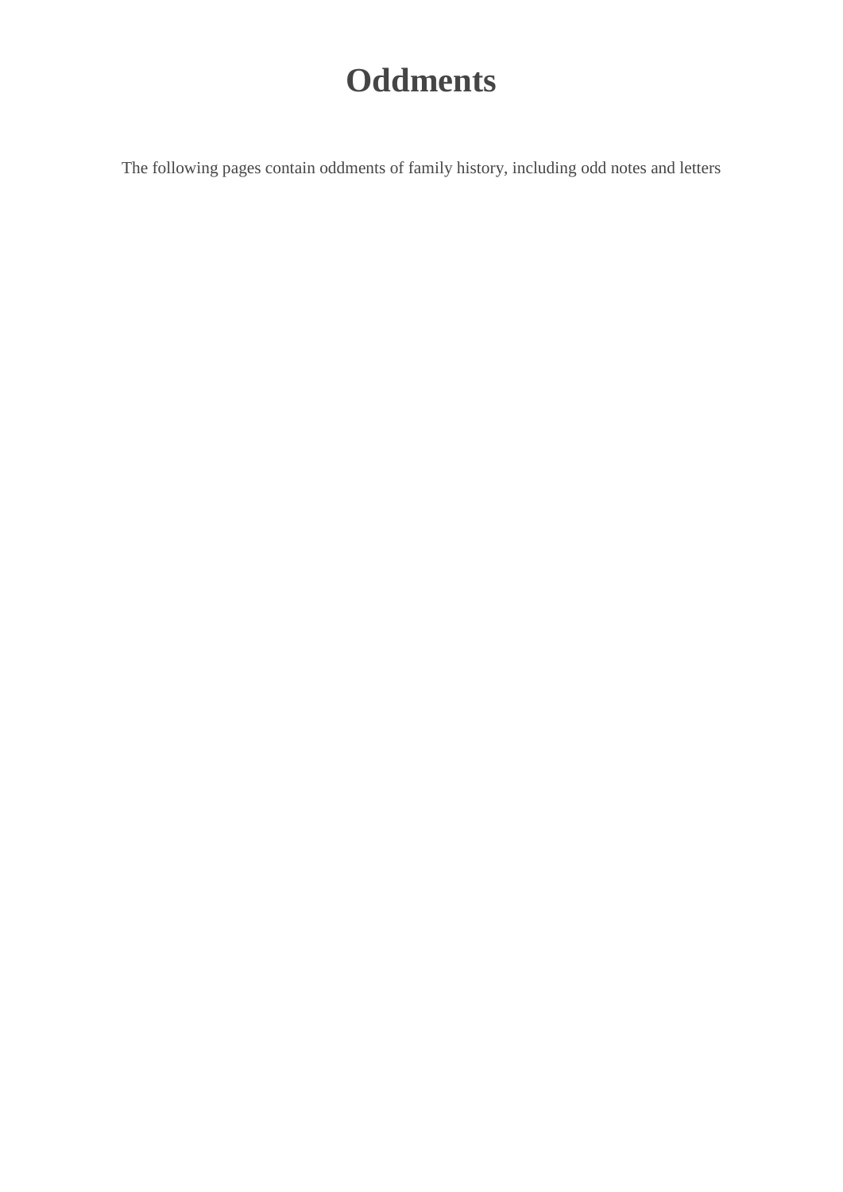# Oddments

The following pages contain oddments of family history, including odd notes and letters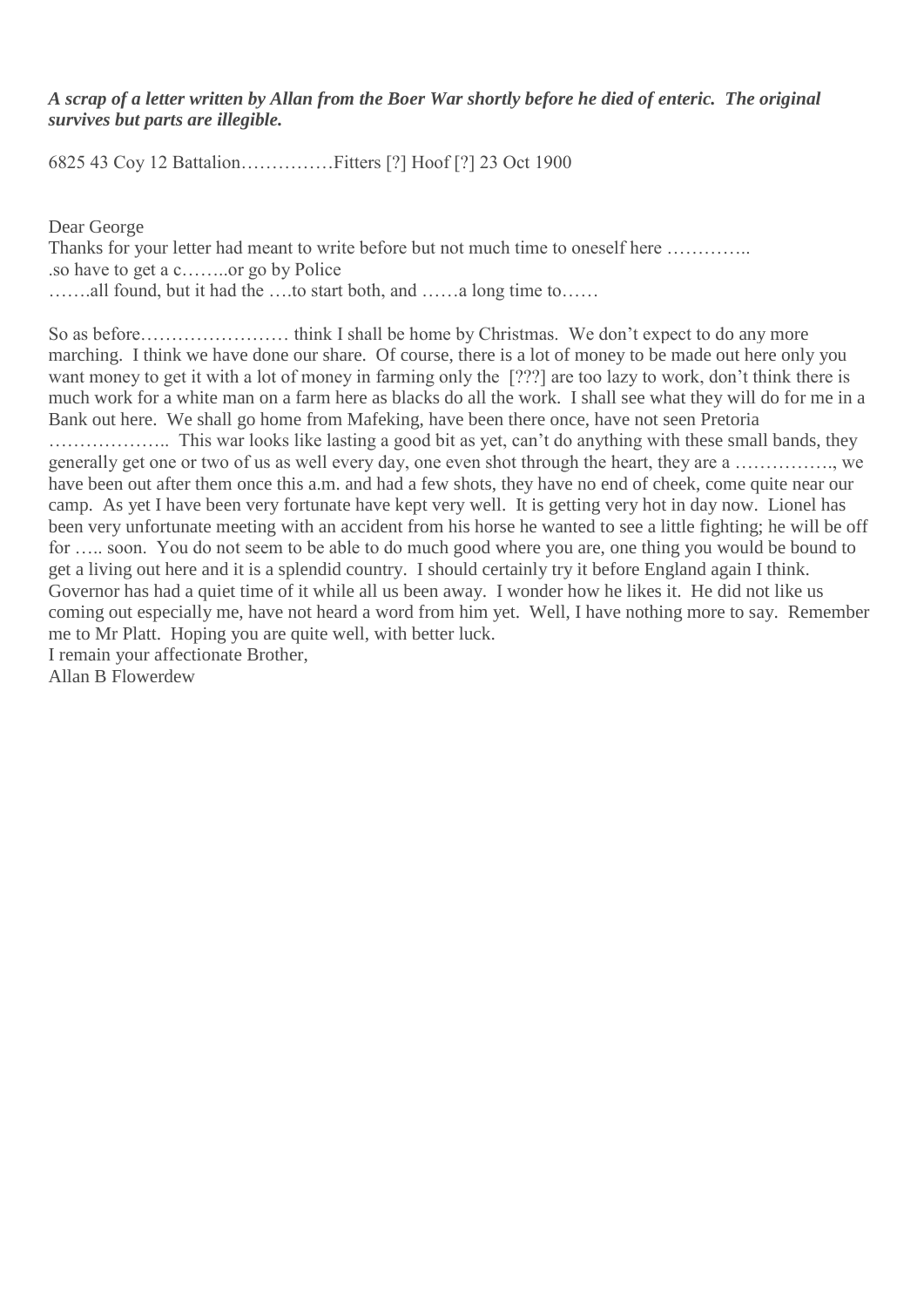***A scrap of a letter written by Allan from the Boer War shortly before he died of enteric. The original survives but parts are illegible.***

6825 43 Coy 12 Battalion……………Fitters [?] Hoof [?] 23 Oct 1900

Dear George
Thanks for your letter had meant to write before but not much time to oneself here …………..
.so have to get a c……..or go by Police
…….all found, but it had the ….to start both, and ……a long time to……

So as before…………………… think I shall be home by Christmas. We don't expect to do any more marching. I think we have done our share. Of course, there is a lot of money to be made out here only you want money to get it with a lot of money in farming only the [???] are too lazy to work, don't think there is much work for a white man on a farm here as blacks do all the work. I shall see what they will do for me in a Bank out here. We shall go home from Mafeking, have been there once, have not seen Pretoria ……………….. This war looks like lasting a good bit as yet, can't do anything with these small bands, they generally get one or two of us as well every day, one even shot through the heart, they are a ……………., we have been out after them once this a.m. and had a few shots, they have no end of cheek, come quite near our camp. As yet I have been very fortunate have kept very well. It is getting very hot in day now. Lionel has been very unfortunate meeting with an accident from his horse he wanted to see a little fighting; he will be off for ….. soon. You do not seem to be able to do much good where you are, one thing you would be bound to get a living out here and it is a splendid country. I should certainly try it before England again I think. Governor has had a quiet time of it while all us been away. I wonder how he likes it. He did not like us coming out especially me, have not heard a word from him yet. Well, I have nothing more to say. Remember me to Mr Platt. Hoping you are quite well, with better luck.
I remain your affectionate Brother,
Allan B Flowerdew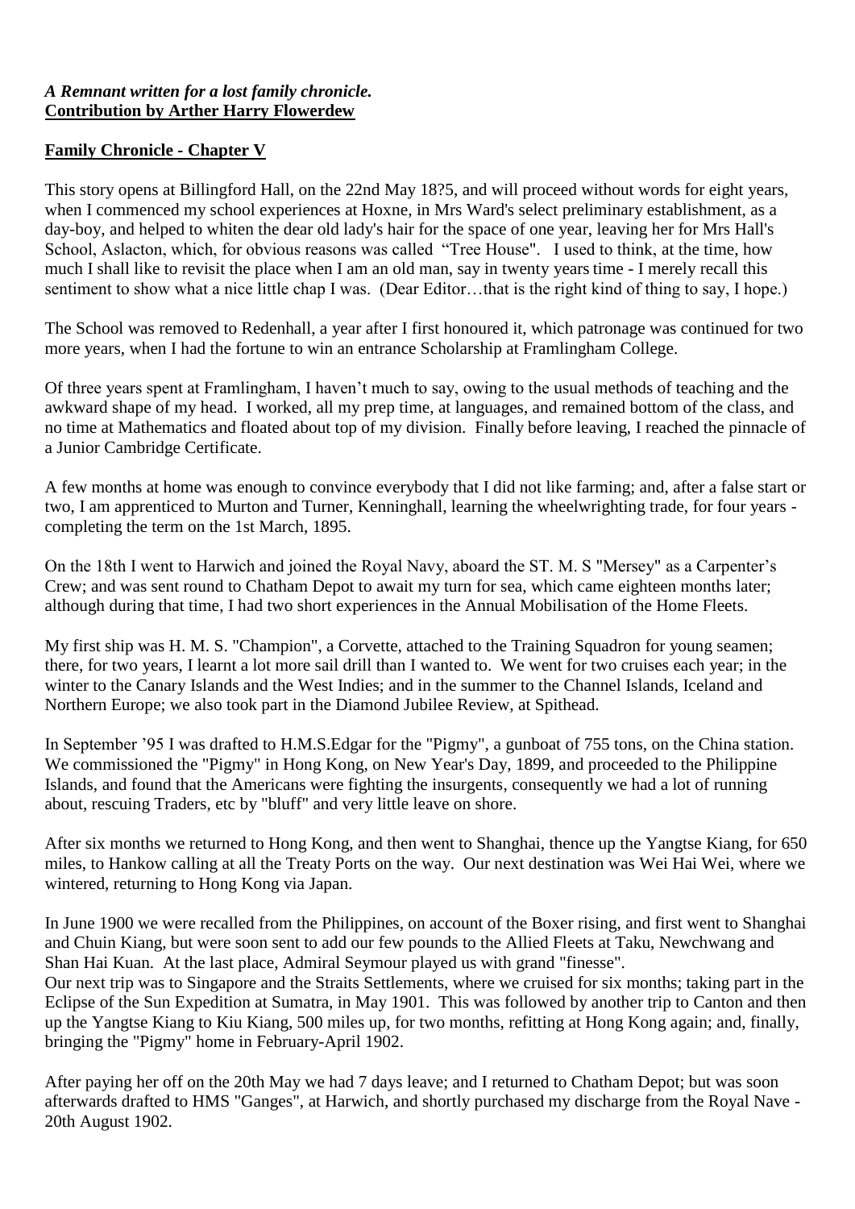***A Remnant written for a lost family chronicle.***
**Contribution by Arther Harry Flowerdew**

**Family Chronicle - Chapter V**

This story opens at Billingford Hall, on the 22nd May 18?5, and will proceed without words for eight years, when I commenced my school experiences at Hoxne, in Mrs Ward's select preliminary establishment, as a day-boy, and helped to whiten the dear old lady's hair for the space of one year, leaving her for Mrs Hall's School, Aslacton, which, for obvious reasons was called "Tree House". I used to think, at the time, how much I shall like to revisit the place when I am an old man, say in twenty years time - I merely recall this sentiment to show what a nice little chap I was. (Dear Editor…that is the right kind of thing to say, I hope.)

The School was removed to Redenhall, a year after I first honoured it, which patronage was continued for two more years, when I had the fortune to win an entrance Scholarship at Framlingham College.

Of three years spent at Framlingham, I haven't much to say, owing to the usual methods of teaching and the awkward shape of my head. I worked, all my prep time, at languages, and remained bottom of the class, and no time at Mathematics and floated about top of my division. Finally before leaving, I reached the pinnacle of a Junior Cambridge Certificate.

A few months at home was enough to convince everybody that I did not like farming; and, after a false start or two, I am apprenticed to Murton and Turner, Kenninghall, learning the wheelwrighting trade, for four years - completing the term on the 1st March, 1895.

On the 18th I went to Harwich and joined the Royal Navy, aboard the ST. M. S "Mersey" as a Carpenter's Crew; and was sent round to Chatham Depot to await my turn for sea, which came eighteen months later; although during that time, I had two short experiences in the Annual Mobilisation of the Home Fleets.

My first ship was H. M. S. "Champion", a Corvette, attached to the Training Squadron for young seamen; there, for two years, I learnt a lot more sail drill than I wanted to. We went for two cruises each year; in the winter to the Canary Islands and the West Indies; and in the summer to the Channel Islands, Iceland and Northern Europe; we also took part in the Diamond Jubilee Review, at Spithead.

In September '95 I was drafted to H.M.S.Edgar for the "Pigmy", a gunboat of 755 tons, on the China station. We commissioned the "Pigmy" in Hong Kong, on New Year's Day, 1899, and proceeded to the Philippine Islands, and found that the Americans were fighting the insurgents, consequently we had a lot of running about, rescuing Traders, etc by "bluff" and very little leave on shore.

After six months we returned to Hong Kong, and then went to Shanghai, thence up the Yangtse Kiang, for 650 miles, to Hankow calling at all the Treaty Ports on the way. Our next destination was Wei Hai Wei, where we wintered, returning to Hong Kong via Japan.

In June 1900 we were recalled from the Philippines, on account of the Boxer rising, and first went to Shanghai and Chuin Kiang, but were soon sent to add our few pounds to the Allied Fleets at Taku, Newchwang and Shan Hai Kuan. At the last place, Admiral Seymour played us with grand "finesse".
Our next trip was to Singapore and the Straits Settlements, where we cruised for six months; taking part in the Eclipse of the Sun Expedition at Sumatra, in May 1901. This was followed by another trip to Canton and then up the Yangtse Kiang to Kiu Kiang, 500 miles up, for two months, refitting at Hong Kong again; and, finally, bringing the "Pigmy" home in February-April 1902.

After paying her off on the 20th May we had 7 days leave; and I returned to Chatham Depot; but was soon afterwards drafted to HMS "Ganges", at Harwich, and shortly purchased my discharge from the Royal Nave - 20th August 1902.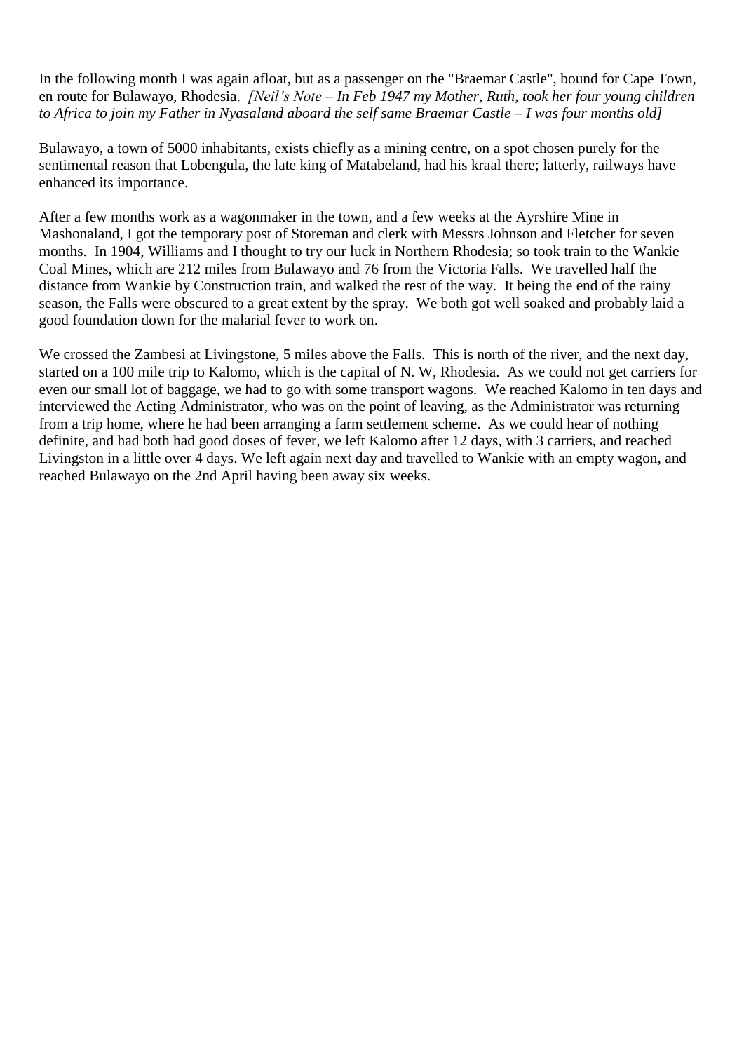In the following month I was again afloat, but as a passenger on the "Braemar Castle", bound for Cape Town, en route for Bulawayo, Rhodesia. *[Neil's Note – In Feb 1947 my Mother, Ruth, took her four young children to Africa to join my Father in Nyasaland aboard the self same Braemar Castle – I was four months old]*

Bulawayo, a town of 5000 inhabitants, exists chiefly as a mining centre, on a spot chosen purely for the sentimental reason that Lobengula, the late king of Matabeland, had his kraal there; latterly, railways have enhanced its importance.

After a few months work as a wagonmaker in the town, and a few weeks at the Ayrshire Mine in Mashonaland, I got the temporary post of Storeman and clerk with Messrs Johnson and Fletcher for seven months. In 1904, Williams and I thought to try our luck in Northern Rhodesia; so took train to the Wankie Coal Mines, which are 212 miles from Bulawayo and 76 from the Victoria Falls. We travelled half the distance from Wankie by Construction train, and walked the rest of the way. It being the end of the rainy season, the Falls were obscured to a great extent by the spray. We both got well soaked and probably laid a good foundation down for the malarial fever to work on.

We crossed the Zambesi at Livingstone, 5 miles above the Falls. This is north of the river, and the next day, started on a 100 mile trip to Kalomo, which is the capital of N. W, Rhodesia. As we could not get carriers for even our small lot of baggage, we had to go with some transport wagons. We reached Kalomo in ten days and interviewed the Acting Administrator, who was on the point of leaving, as the Administrator was returning from a trip home, where he had been arranging a farm settlement scheme. As we could hear of nothing definite, and had both had good doses of fever, we left Kalomo after 12 days, with 3 carriers, and reached Livingston in a little over 4 days. We left again next day and travelled to Wankie with an empty wagon, and reached Bulawayo on the 2nd April having been away six weeks.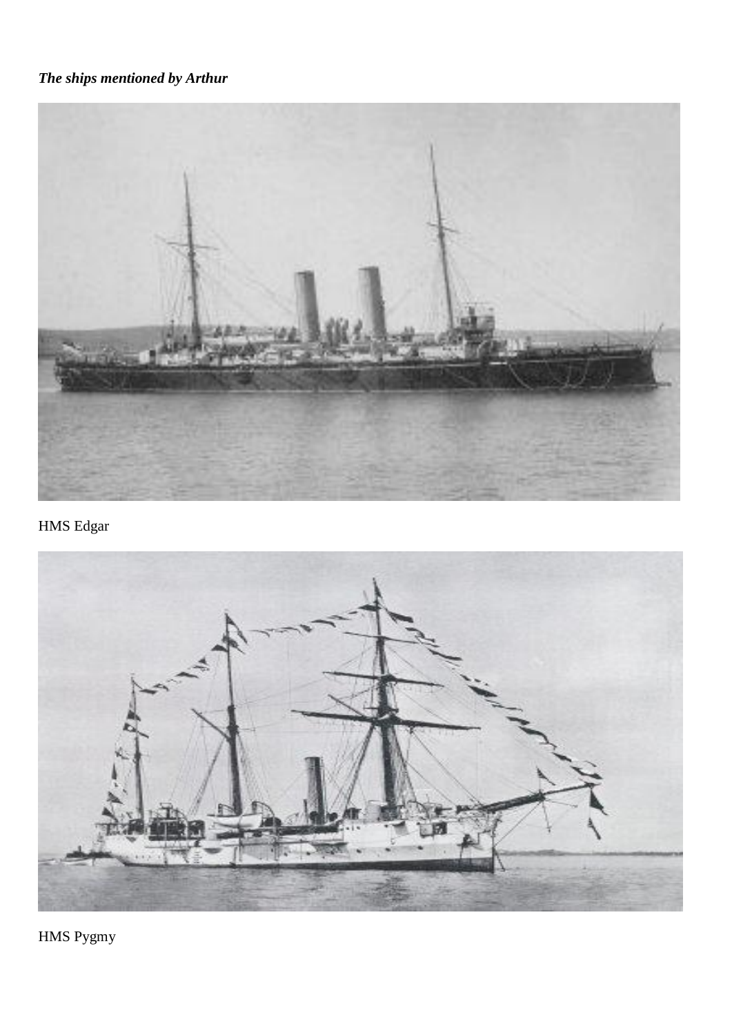***The ships mentioned by Arthur***

HMS Edgar

HMS Pygmy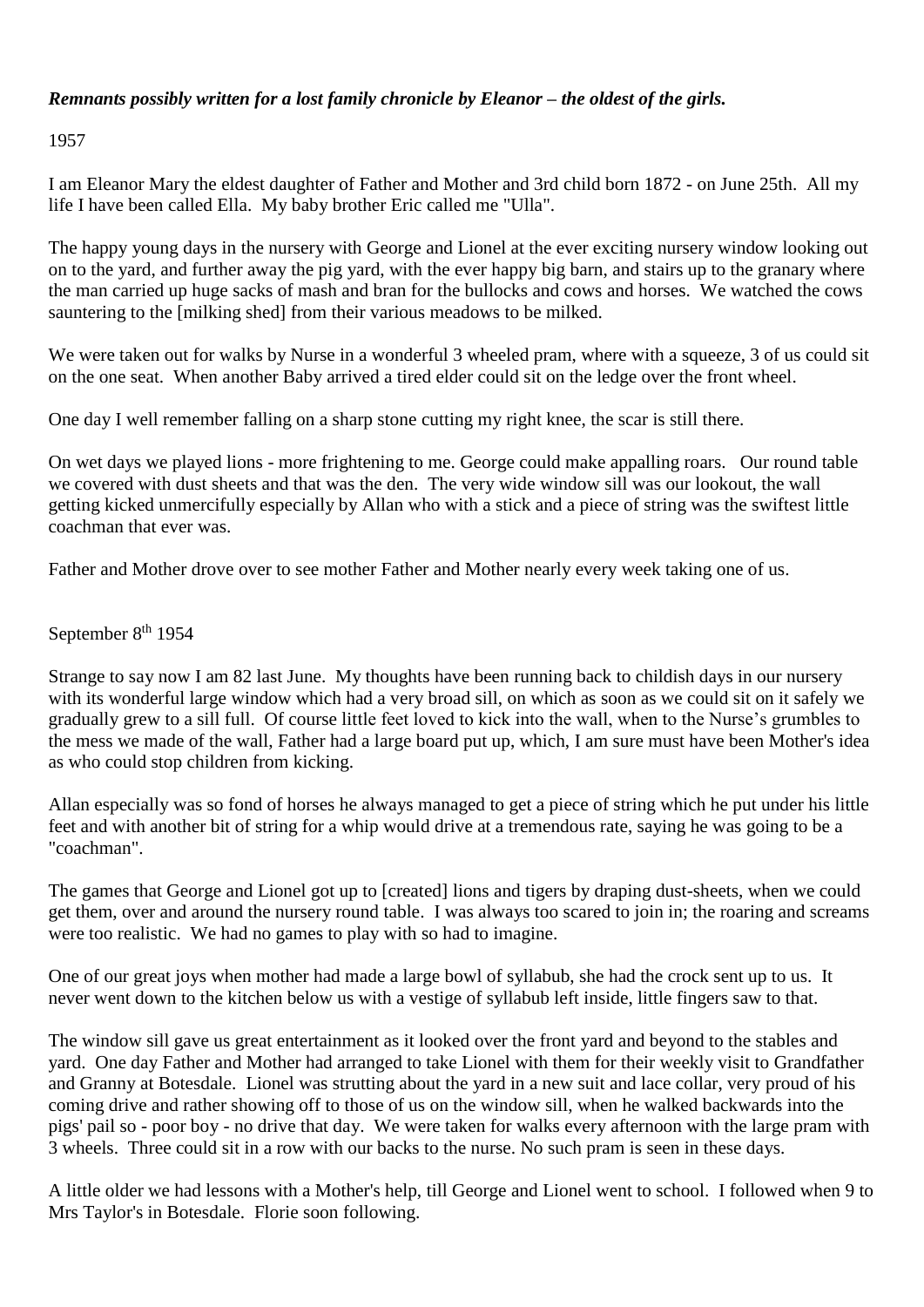***Remnants possibly written for a lost family chronicle by Eleanor – the oldest of the girls.***

1957

I am Eleanor Mary the eldest daughter of Father and Mother and 3rd child born 1872 - on June 25th. All my life I have been called Ella. My baby brother Eric called me "Ulla".

The happy young days in the nursery with George and Lionel at the ever exciting nursery window looking out on to the yard, and further away the pig yard, with the ever happy big barn, and stairs up to the granary where the man carried up huge sacks of mash and bran for the bullocks and cows and horses. We watched the cows sauntering to the [milking shed] from their various meadows to be milked.

We were taken out for walks by Nurse in a wonderful 3 wheeled pram, where with a squeeze, 3 of us could sit on the one seat. When another Baby arrived a tired elder could sit on the ledge over the front wheel.

One day I well remember falling on a sharp stone cutting my right knee, the scar is still there.

On wet days we played lions - more frightening to me. George could make appalling roars. Our round table we covered with dust sheets and that was the den. The very wide window sill was our lookout, the wall getting kicked unmercifully especially by Allan who with a stick and a piece of string was the swiftest little coachman that ever was.

Father and Mother drove over to see mother Father and Mother nearly every week taking one of us.

September 8th 1954

Strange to say now I am 82 last June. My thoughts have been running back to childish days in our nursery with its wonderful large window which had a very broad sill, on which as soon as we could sit on it safely we gradually grew to a sill full. Of course little feet loved to kick into the wall, when to the Nurse's grumbles to the mess we made of the wall, Father had a large board put up, which, I am sure must have been Mother's idea as who could stop children from kicking.

Allan especially was so fond of horses he always managed to get a piece of string which he put under his little feet and with another bit of string for a whip would drive at a tremendous rate, saying he was going to be a "coachman".

The games that George and Lionel got up to [created] lions and tigers by draping dust-sheets, when we could get them, over and around the nursery round table. I was always too scared to join in; the roaring and screams were too realistic. We had no games to play with so had to imagine.

One of our great joys when mother had made a large bowl of syllabub, she had the crock sent up to us. It never went down to the kitchen below us with a vestige of syllabub left inside, little fingers saw to that.

The window sill gave us great entertainment as it looked over the front yard and beyond to the stables and yard. One day Father and Mother had arranged to take Lionel with them for their weekly visit to Grandfather and Granny at Botesdale. Lionel was strutting about the yard in a new suit and lace collar, very proud of his coming drive and rather showing off to those of us on the window sill, when he walked backwards into the pigs' pail so - poor boy - no drive that day. We were taken for walks every afternoon with the large pram with 3 wheels. Three could sit in a row with our backs to the nurse. No such pram is seen in these days.

A little older we had lessons with a Mother's help, till George and Lionel went to school. I followed when 9 to Mrs Taylor's in Botesdale. Florie soon following.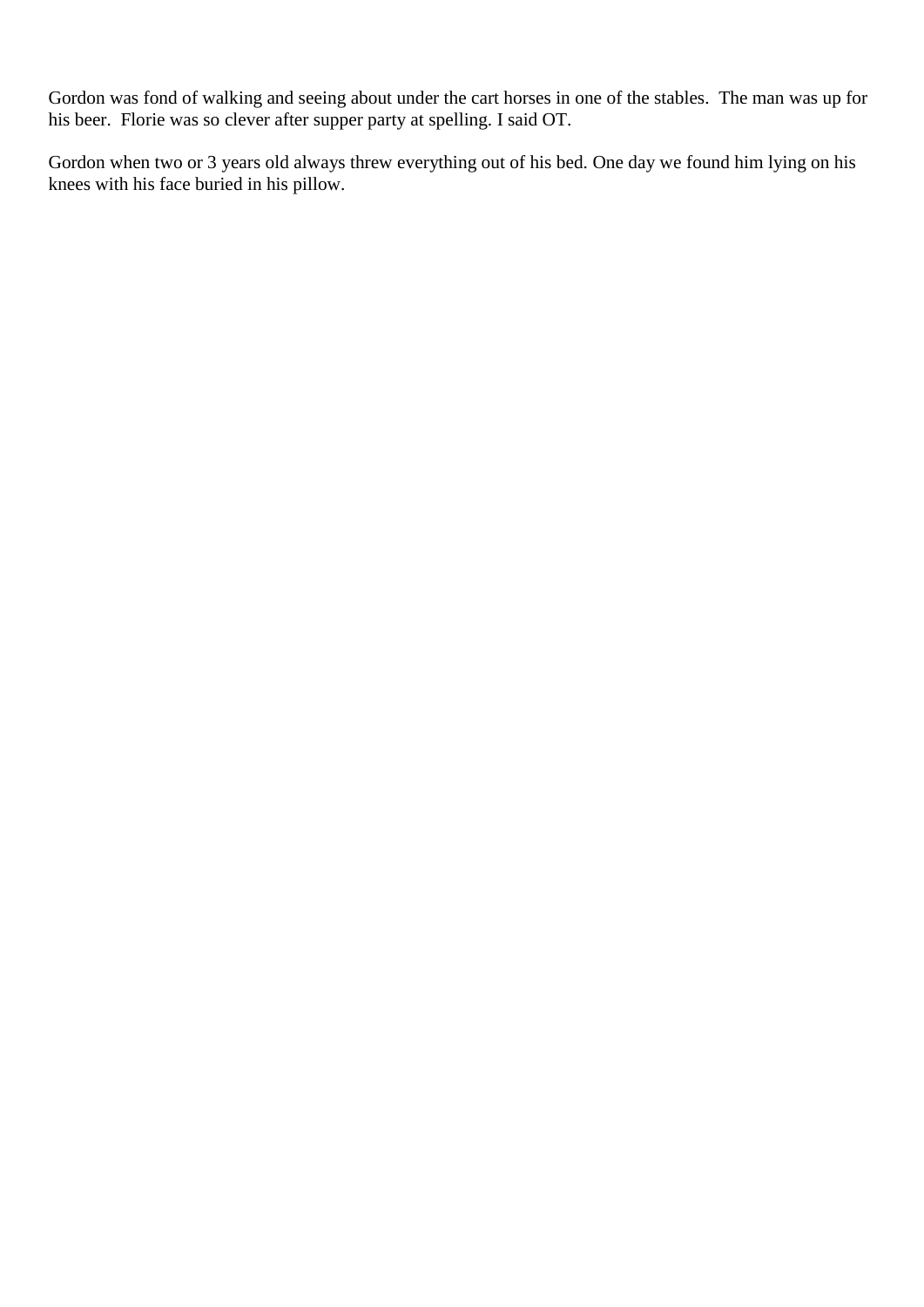Gordon was fond of walking and seeing about under the cart horses in one of the stables.  The man was up for his beer.  Florie was so clever after supper party at spelling. I said OT.

Gordon when two or 3 years old always threw everything out of his bed. One day we found him lying on his knees with his face buried in his pillow.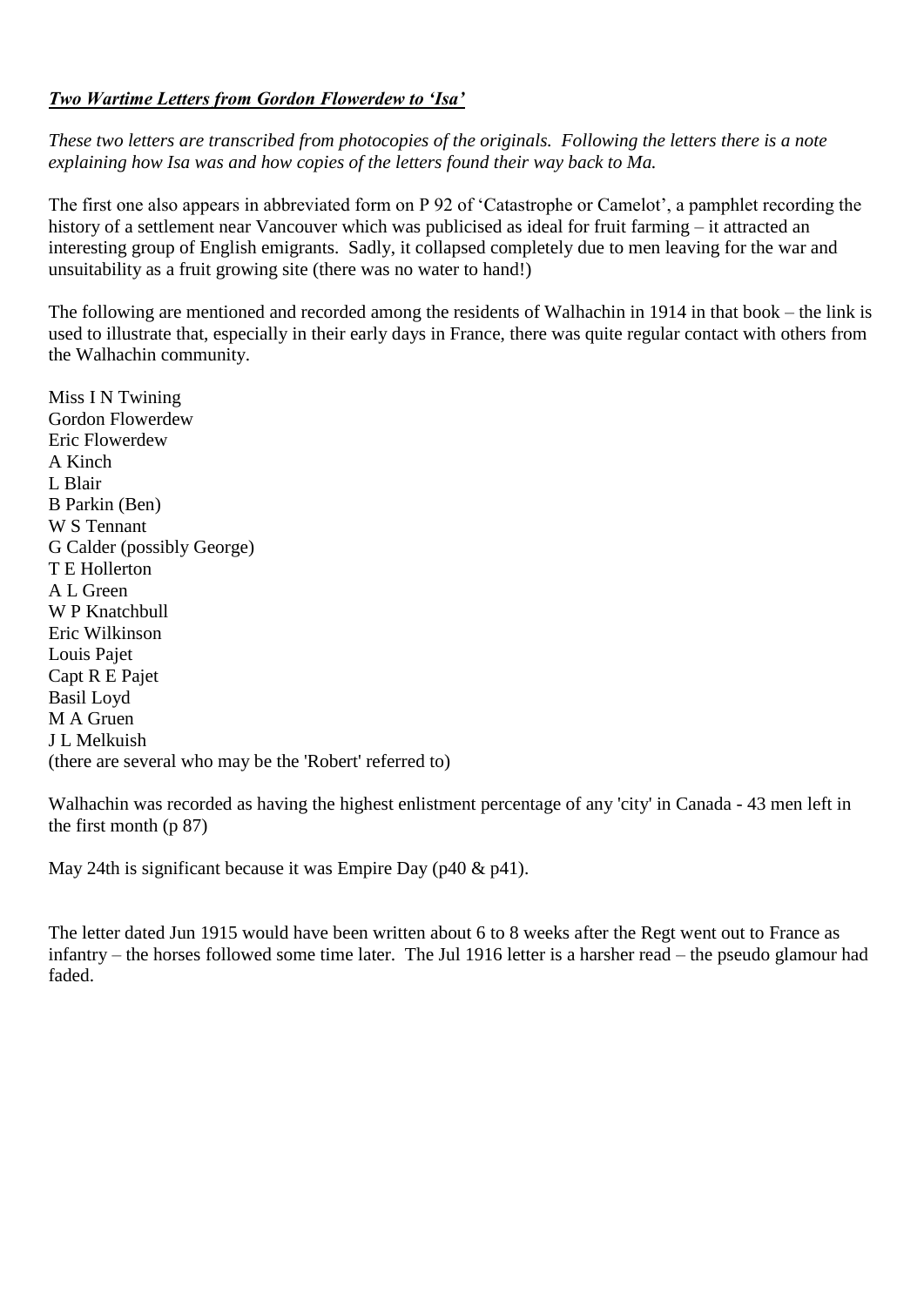***Two Wartime Letters from Gordon Flowerdew to 'Isa'***

*These two letters are transcribed from photocopies of the originals. Following the letters there is a note explaining how Isa was and how copies of the letters found their way back to Ma.*

The first one also appears in abbreviated form on P 92 of 'Catastrophe or Camelot', a pamphlet recording the history of a settlement near Vancouver which was publicised as ideal for fruit farming – it attracted an interesting group of English emigrants. Sadly, it collapsed completely due to men leaving for the war and unsuitability as a fruit growing site (there was no water to hand!)

The following are mentioned and recorded among the residents of Walhachin in 1914 in that book – the link is used to illustrate that, especially in their early days in France, there was quite regular contact with others from the Walhachin community.

Miss I N Twining
Gordon Flowerdew
Eric Flowerdew
A Kinch
L Blair
B Parkin (Ben)
W S Tennant
G Calder (possibly George)
T E Hollerton
A L Green
W P Knatchbull
Eric Wilkinson
Louis Pajet
Capt R E Pajet
Basil Loyd
M A Gruen
J L Melkuish
(there are several who may be the 'Robert' referred to)

Walhachin was recorded as having the highest enlistment percentage of any 'city' in Canada - 43 men left in the first month (p 87)

May 24th is significant because it was Empire Day (p40 & p41).

The letter dated Jun 1915 would have been written about 6 to 8 weeks after the Regt went out to France as infantry – the horses followed some time later. The Jul 1916 letter is a harsher read – the pseudo glamour had faded.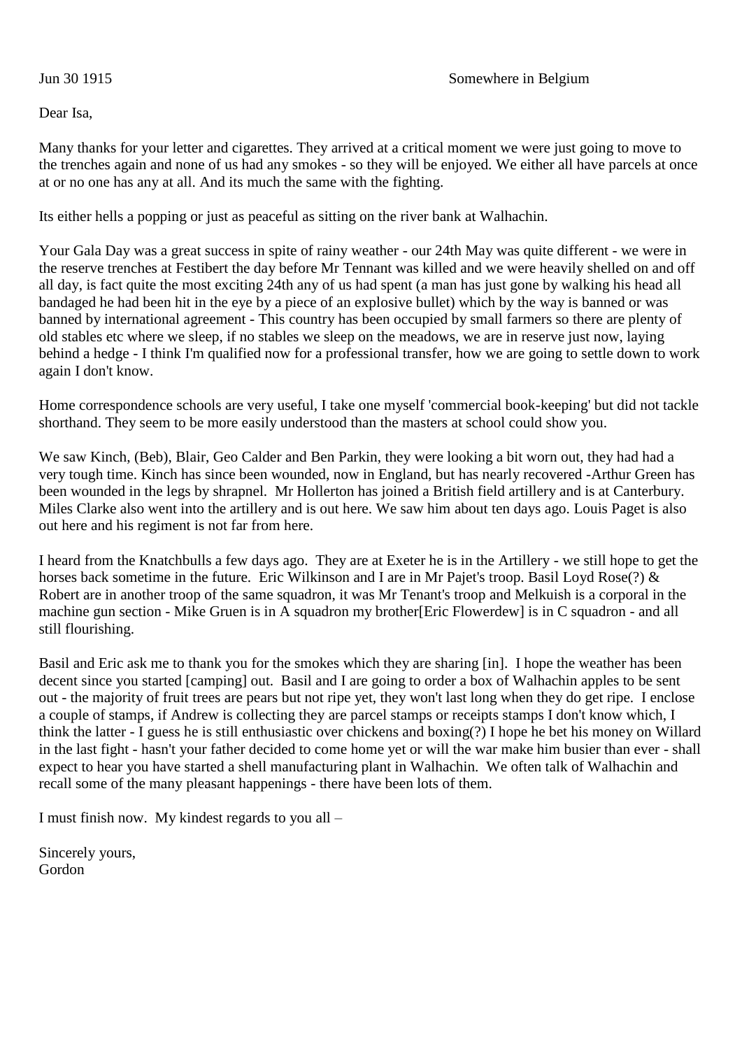Jun 30 1915 Somewhere in Belgium

Dear Isa,

Many thanks for your letter and cigarettes. They arrived at a critical moment we were just going to move to the trenches again and none of us had any smokes - so they will be enjoyed. We either all have parcels at once at or no one has any at all. And its much the same with the fighting.

Its either hells a popping or just as peaceful as sitting on the river bank at Walhachin.

Your Gala Day was a great success in spite of rainy weather - our 24th May was quite different - we were in the reserve trenches at Festibert the day before Mr Tennant was killed and we were heavily shelled on and off all day, is fact quite the most exciting 24th any of us had spent (a man has just gone by walking his head all bandaged he had been hit in the eye by a piece of an explosive bullet) which by the way is banned or was banned by international agreement - This country has been occupied by small farmers so there are plenty of old stables etc where we sleep, if no stables we sleep on the meadows, we are in reserve just now, laying behind a hedge - I think I'm qualified now for a professional transfer, how we are going to settle down to work again I don't know.

Home correspondence schools are very useful, I take one myself 'commercial book-keeping' but did not tackle shorthand. They seem to be more easily understood than the masters at school could show you.

We saw Kinch, (Beb), Blair, Geo Calder and Ben Parkin, they were looking a bit worn out, they had had a very tough time. Kinch has since been wounded, now in England, but has nearly recovered -Arthur Green has been wounded in the legs by shrapnel. Mr Hollerton has joined a British field artillery and is at Canterbury. Miles Clarke also went into the artillery and is out here. We saw him about ten days ago. Louis Paget is also out here and his regiment is not far from here.

I heard from the Knatchbulls a few days ago. They are at Exeter he is in the Artillery - we still hope to get the horses back sometime in the future. Eric Wilkinson and I are in Mr Pajet's troop. Basil Loyd Rose(?) & Robert are in another troop of the same squadron, it was Mr Tenant's troop and Melkuish is a corporal in the machine gun section - Mike Gruen is in A squadron my brother[Eric Flowerdew] is in C squadron - and all still flourishing.

Basil and Eric ask me to thank you for the smokes which they are sharing [in]. I hope the weather has been decent since you started [camping] out. Basil and I are going to order a box of Walhachin apples to be sent out - the majority of fruit trees are pears but not ripe yet, they won't last long when they do get ripe. I enclose a couple of stamps, if Andrew is collecting they are parcel stamps or receipts stamps I don't know which, I think the latter - I guess he is still enthusiastic over chickens and boxing(?) I hope he bet his money on Willard in the last fight - hasn't your father decided to come home yet or will the war make him busier than ever - shall expect to hear you have started a shell manufacturing plant in Walhachin. We often talk of Walhachin and recall some of the many pleasant happenings - there have been lots of them.

I must finish now. My kindest regards to you all –

Sincerely yours,
Gordon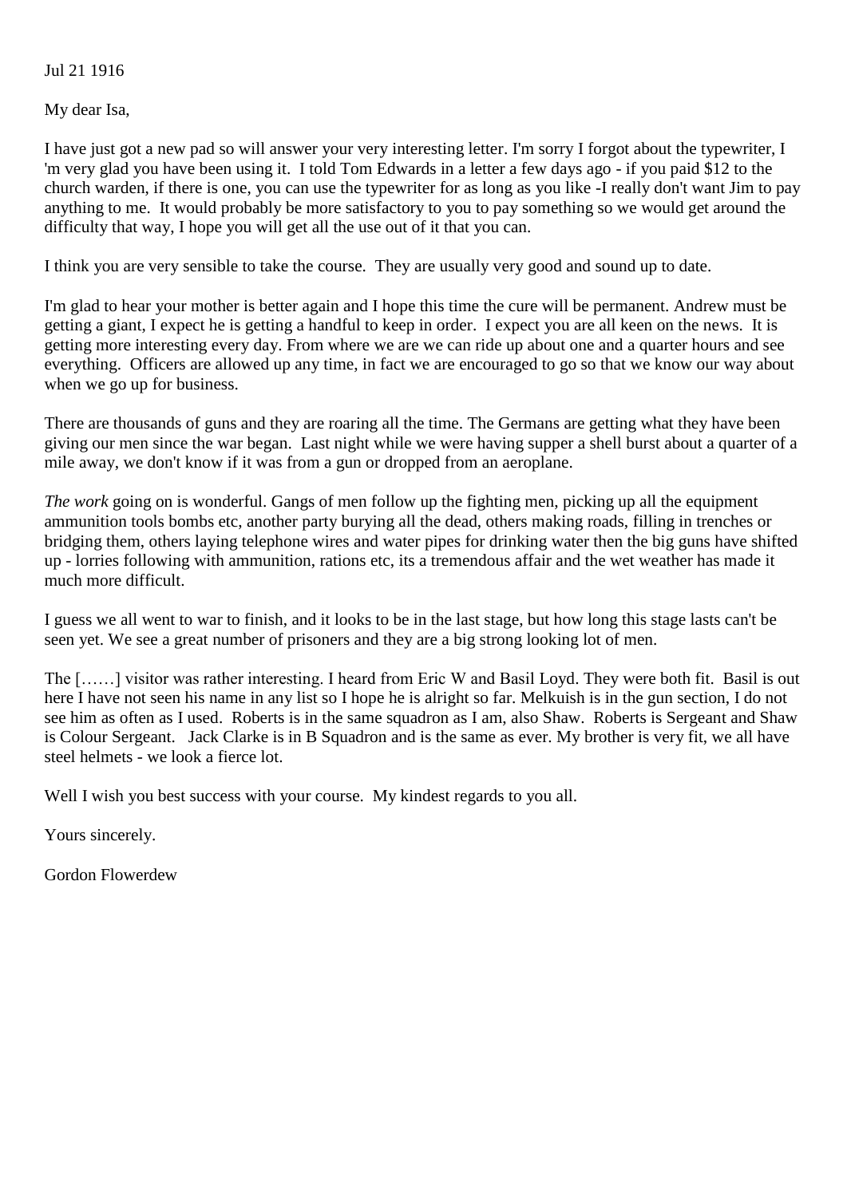Jul 21 1916

My dear Isa,

I have just got a new pad so will answer your very interesting letter. I'm sorry I forgot about the typewriter, I 'm very glad you have been using it. I told Tom Edwards in a letter a few days ago - if you paid $12 to the church warden, if there is one, you can use the typewriter for as long as you like -I really don't want Jim to pay anything to me. It would probably be more satisfactory to you to pay something so we would get around the difficulty that way, I hope you will get all the use out of it that you can.

I think you are very sensible to take the course. They are usually very good and sound up to date.

I'm glad to hear your mother is better again and I hope this time the cure will be permanent. Andrew must be getting a giant, I expect he is getting a handful to keep in order. I expect you are all keen on the news. It is getting more interesting every day. From where we are we can ride up about one and a quarter hours and see everything. Officers are allowed up any time, in fact we are encouraged to go so that we know our way about when we go up for business.

There are thousands of guns and they are roaring all the time. The Germans are getting what they have been giving our men since the war began. Last night while we were having supper a shell burst about a quarter of a mile away, we don't know if it was from a gun or dropped from an aeroplane.

*The work* going on is wonderful. Gangs of men follow up the fighting men, picking up all the equipment ammunition tools bombs etc, another party burying all the dead, others making roads, filling in trenches or bridging them, others laying telephone wires and water pipes for drinking water then the big guns have shifted up - lorries following with ammunition, rations etc, its a tremendous affair and the wet weather has made it much more difficult.

I guess we all went to war to finish, and it looks to be in the last stage, but how long this stage lasts can't be seen yet. We see a great number of prisoners and they are a big strong looking lot of men.

The [……] visitor was rather interesting. I heard from Eric W and Basil Loyd. They were both fit. Basil is out here I have not seen his name in any list so I hope he is alright so far. Melkuish is in the gun section, I do not see him as often as I used. Roberts is in the same squadron as I am, also Shaw. Roberts is Sergeant and Shaw is Colour Sergeant. Jack Clarke is in B Squadron and is the same as ever. My brother is very fit, we all have steel helmets - we look a fierce lot.

Well I wish you best success with your course. My kindest regards to you all.

Yours sincerely.

Gordon Flowerdew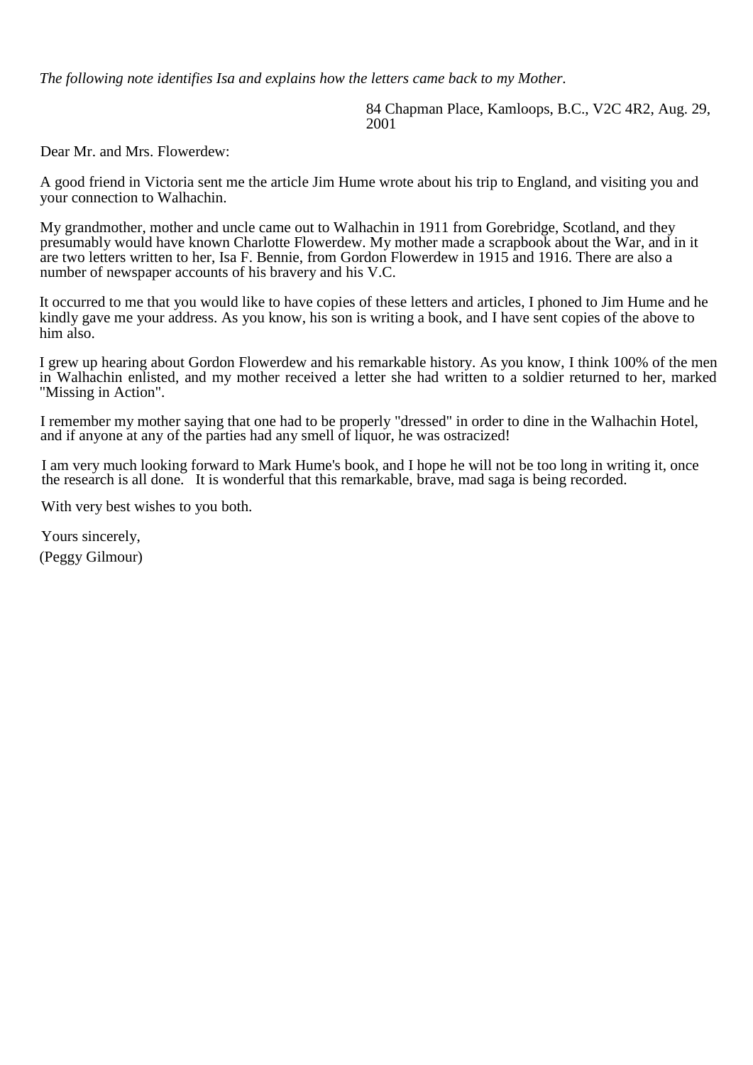*The following note identifies Isa and explains how the letters came back to my Mother.*

84 Chapman Place, Kamloops, B.C., V2C 4R2, Aug. 29, 2001

Dear Mr. and Mrs. Flowerdew:

A good friend in Victoria sent me the article Jim Hume wrote about his trip to England, and visiting you and your connection to Walhachin.

My grandmother, mother and uncle came out to Walhachin in 1911 from Gorebridge, Scotland, and they presumably would have known Charlotte Flowerdew. My mother made a scrapbook about the War, and in it are two letters written to her, Isa F. Bennie, from Gordon Flowerdew in 1915 and 1916. There are also a number of newspaper accounts of his bravery and his V.C.

It occurred to me that you would like to have copies of these letters and articles, I phoned to Jim Hume and he kindly gave me your address. As you know, his son is writing a book, and I have sent copies of the above to him also.

I grew up hearing about Gordon Flowerdew and his remarkable history. As you know, I think 100% of the men in Walhachin enlisted, and my mother received a letter she had written to a soldier returned to her, marked "Missing in Action".

I remember my mother saying that one had to be properly "dressed" in order to dine in the Walhachin Hotel, and if anyone at any of the parties had any smell of liquor, he was ostracized!

I am very much looking forward to Mark Hume's book, and I hope he will not be too long in writing it, once the research is all done. It is wonderful that this remarkable, brave, mad saga is being recorded.

With very best wishes to you both.

Yours sincerely,

(Peggy Gilmour)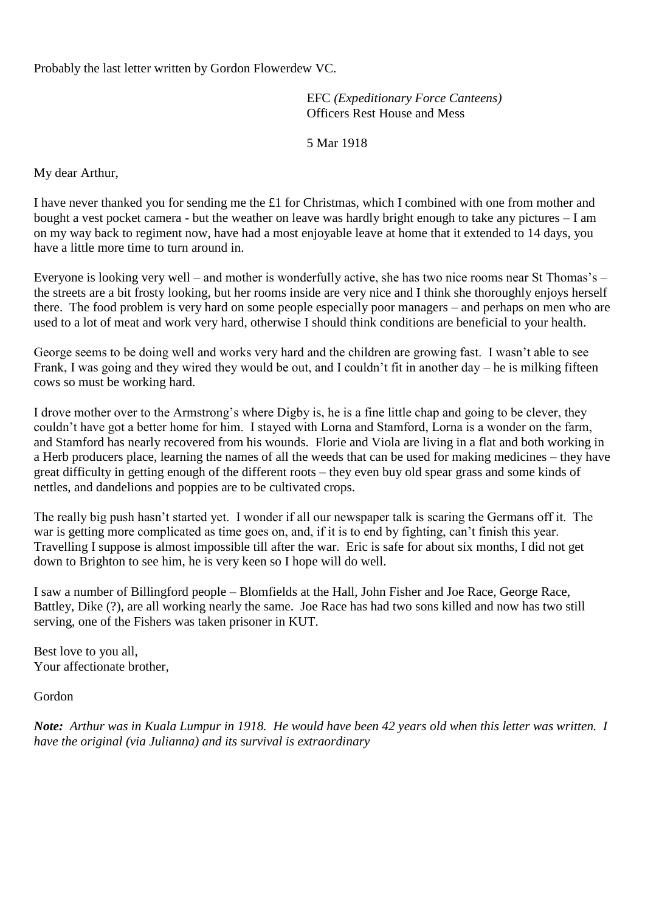Probably the last letter written by Gordon Flowerdew VC.

EFC *(Expeditionary Force Canteens)*
Officers Rest House and Mess

5 Mar 1918

My dear Arthur,

I have never thanked you for sending me the £1 for Christmas, which I combined with one from mother and bought a vest pocket camera - but the weather on leave was hardly bright enough to take any pictures – I am on my way back to regiment now, have had a most enjoyable leave at home that it extended to 14 days, you have a little more time to turn around in.

Everyone is looking very well – and mother is wonderfully active, she has two nice rooms near St Thomas's – the streets are a bit frosty looking, but her rooms inside are very nice and I think she thoroughly enjoys herself there. The food problem is very hard on some people especially poor managers – and perhaps on men who are used to a lot of meat and work very hard, otherwise I should think conditions are beneficial to your health.

George seems to be doing well and works very hard and the children are growing fast. I wasn't able to see Frank, I was going and they wired they would be out, and I couldn't fit in another day – he is milking fifteen cows so must be working hard.

I drove mother over to the Armstrong's where Digby is, he is a fine little chap and going to be clever, they couldn't have got a better home for him. I stayed with Lorna and Stamford, Lorna is a wonder on the farm, and Stamford has nearly recovered from his wounds. Florie and Viola are living in a flat and both working in a Herb producers place, learning the names of all the weeds that can be used for making medicines – they have great difficulty in getting enough of the different roots – they even buy old spear grass and some kinds of nettles, and dandelions and poppies are to be cultivated crops.

The really big push hasn't started yet. I wonder if all our newspaper talk is scaring the Germans off it. The war is getting more complicated as time goes on, and, if it is to end by fighting, can't finish this year. Travelling I suppose is almost impossible till after the war. Eric is safe for about six months, I did not get down to Brighton to see him, he is very keen so I hope will do well.

I saw a number of Billingford people – Blomfields at the Hall, John Fisher and Joe Race, George Race, Battley, Dike (?), are all working nearly the same. Joe Race has had two sons killed and now has two still serving, one of the Fishers was taken prisoner in KUT.

Best love to you all,
Your affectionate brother,

Gordon

***Note:*** *Arthur was in Kuala Lumpur in 1918. He would have been 42 years old when this letter was written. I have the original (via Julianna) and its survival is extraordinary*